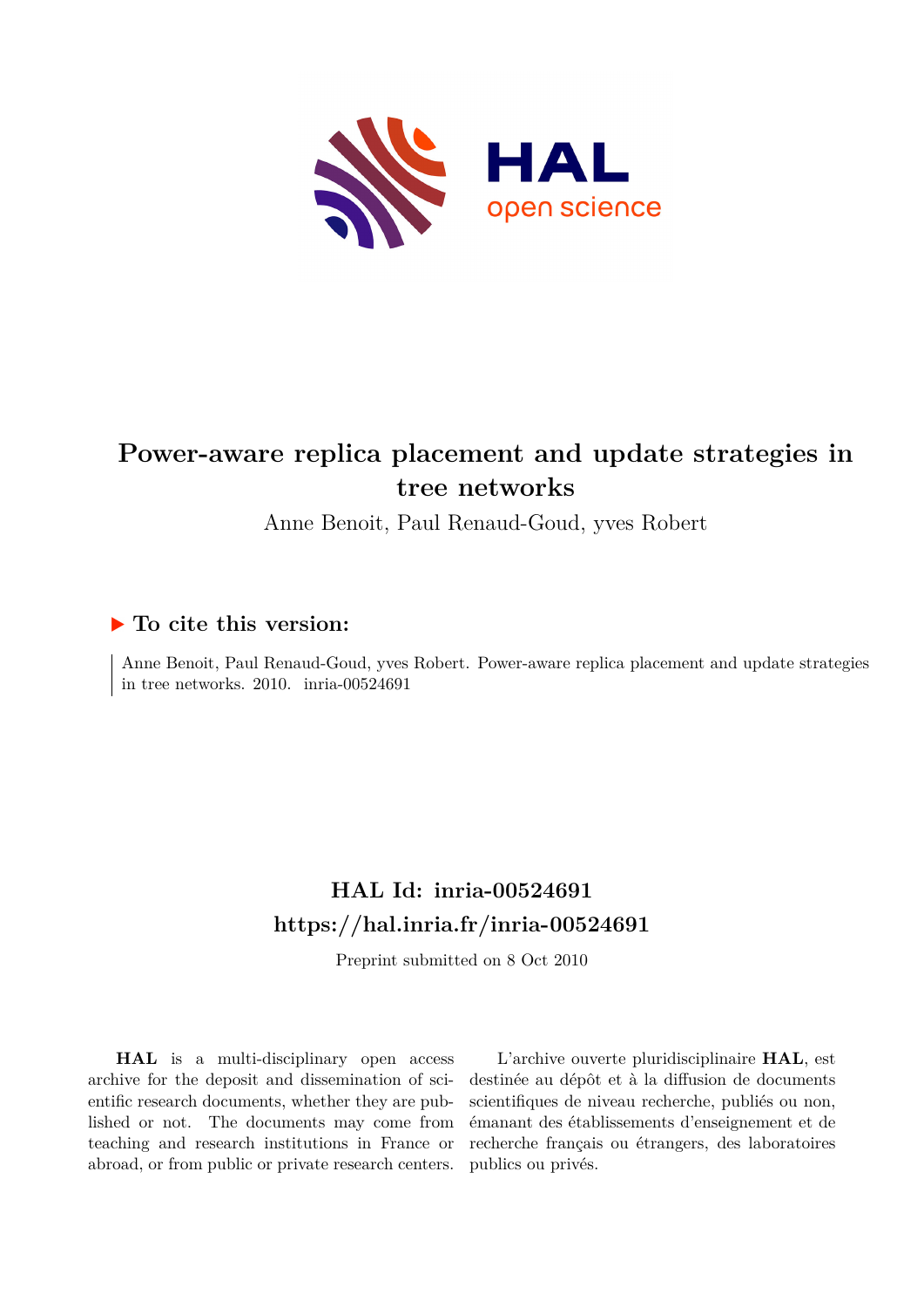# Power-aware replica placement and update strategies in tree networks

Anne Benoit, Paul Renaud-Goud, yves Robert

## ▶ To cite this version:

Anne Benoit, Paul Renaud-Goud, yves Robert. Power-aware replica placement and update strategies in tree networks. 2010. inria-00524691

## HAL Id: inria-00524691

## https://hal.inria.fr/inria-00524691

Preprint submitted on 8 Oct 2010

**HAL** is a multi-disciplinary open access archive for the deposit and dissemination of scientific research documents, whether they are published or not. The documents may come from teaching and research institutions in France or abroad, or from public or private research centers.

L'archive ouverte pluridisciplinaire **HAL**, est destinée au dépôt et à la diffusion de documents scientifiques de niveau recherche, publiés ou non, émanant des établissements d'enseignement et de recherche français ou étrangers, des laboratoires publics ou privés.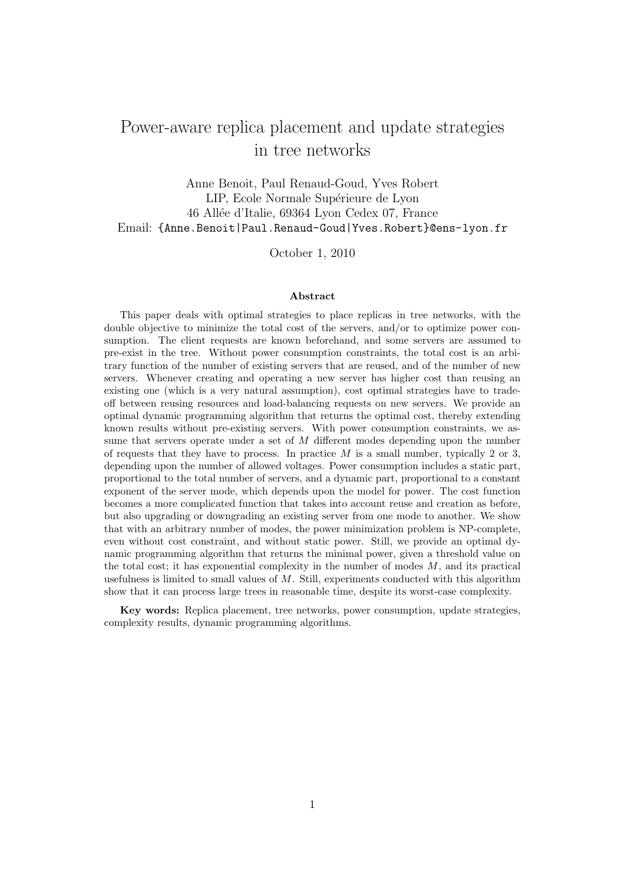# Power-aware replica placement and update strategies in tree networks

Anne Benoit, Paul Renaud-Goud, Yves Robert
LIP, Ecole Normale Supérieure de Lyon
46 Allée d'Italie, 69364 Lyon Cedex 07, France
Email: {Anne.Benoit|Paul.Renaud-Goud|Yves.Robert}@ens-lyon.fr

October 1, 2010

### Abstract

This paper deals with optimal strategies to place replicas in tree networks, with the double objective to minimize the total cost of the servers, and/or to optimize power consumption. The client requests are known beforehand, and some servers are assumed to pre-exist in the tree. Without power consumption constraints, the total cost is an arbitrary function of the number of existing servers that are reused, and of the number of new servers. Whenever creating and operating a new server has higher cost than reusing an existing one (which is a very natural assumption), cost optimal strategies have to trade-off between reusing resources and load-balancing requests on new servers. We provide an optimal dynamic programming algorithm that returns the optimal cost, thereby extending known results without pre-existing servers. With power consumption constraints, we assume that servers operate under a set of $M$ different modes depending upon the number of requests that they have to process. In practice $M$ is a small number, typically 2 or 3, depending upon the number of allowed voltages. Power consumption includes a static part, proportional to the total number of servers, and a dynamic part, proportional to a constant exponent of the server mode, which depends upon the model for power. The cost function becomes a more complicated function that takes into account reuse and creation as before, but also upgrading or downgrading an existing server from one mode to another. We show that with an arbitrary number of modes, the power minimization problem is NP-complete, even without cost constraint, and without static power. Still, we provide an optimal dynamic programming algorithm that returns the minimal power, given a threshold value on the total cost; it has exponential complexity in the number of modes $M$, and its practical usefulness is limited to small values of $M$. Still, experiments conducted with this algorithm show that it can process large trees in reasonable time, despite its worst-case complexity.

**Key words:** Replica placement, tree networks, power consumption, update strategies, complexity results, dynamic programming algorithms.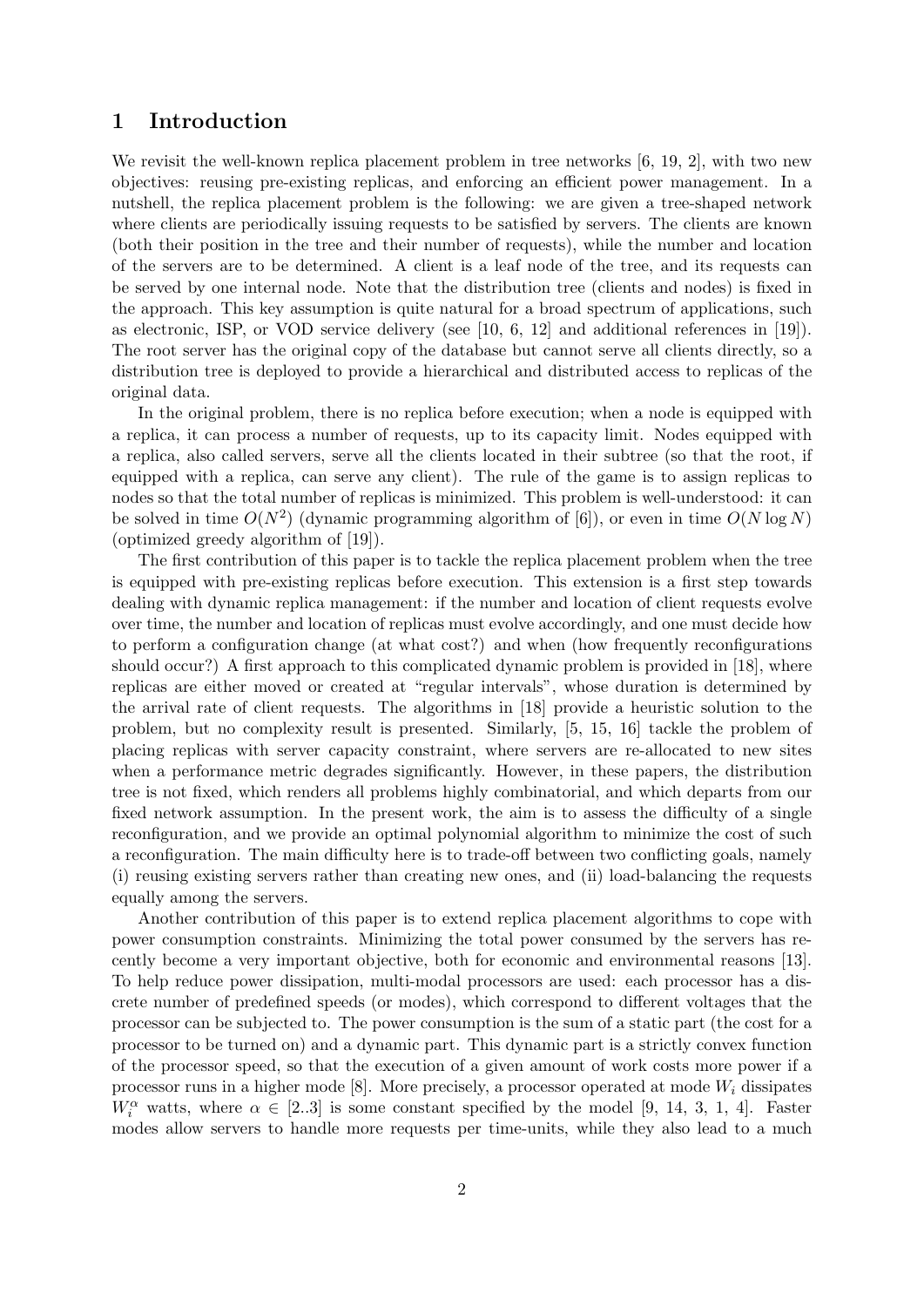# 1 Introduction

We revisit the well-known replica placement problem in tree networks [6, 19, 2], with two new objectives: reusing pre-existing replicas, and enforcing an efficient power management. In a nutshell, the replica placement problem is the following: we are given a tree-shaped network where clients are periodically issuing requests to be satisfied by servers. The clients are known (both their position in the tree and their number of requests), while the number and location of the servers are to be determined. A client is a leaf node of the tree, and its requests can be served by one internal node. Note that the distribution tree (clients and nodes) is fixed in the approach. This key assumption is quite natural for a broad spectrum of applications, such as electronic, ISP, or VOD service delivery (see [10, 6, 12] and additional references in [19]). The root server has the original copy of the database but cannot serve all clients directly, so a distribution tree is deployed to provide a hierarchical and distributed access to replicas of the original data.

In the original problem, there is no replica before execution; when a node is equipped with a replica, it can process a number of requests, up to its capacity limit. Nodes equipped with a replica, also called servers, serve all the clients located in their subtree (so that the root, if equipped with a replica, can serve any client). The rule of the game is to assign replicas to nodes so that the total number of replicas is minimized. This problem is well-understood: it can be solved in time $O(N^2)$ (dynamic programming algorithm of [6]), or even in time $O(N \log N)$ (optimized greedy algorithm of [19]).

The first contribution of this paper is to tackle the replica placement problem when the tree is equipped with pre-existing replicas before execution. This extension is a first step towards dealing with dynamic replica management: if the number and location of client requests evolve over time, the number and location of replicas must evolve accordingly, and one must decide how to perform a configuration change (at what cost?) and when (how frequently reconfigurations should occur?) A first approach to this complicated dynamic problem is provided in [18], where replicas are either moved or created at "regular intervals", whose duration is determined by the arrival rate of client requests. The algorithms in [18] provide a heuristic solution to the problem, but no complexity result is presented. Similarly, [5, 15, 16] tackle the problem of placing replicas with server capacity constraint, where servers are re-allocated to new sites when a performance metric degrades significantly. However, in these papers, the distribution tree is not fixed, which renders all problems highly combinatorial, and which departs from our fixed network assumption. In the present work, the aim is to assess the difficulty of a single reconfiguration, and we provide an optimal polynomial algorithm to minimize the cost of such a reconfiguration. The main difficulty here is to trade-off between two conflicting goals, namely (i) reusing existing servers rather than creating new ones, and (ii) load-balancing the requests equally among the servers.

Another contribution of this paper is to extend replica placement algorithms to cope with power consumption constraints. Minimizing the total power consumed by the servers has recently become a very important objective, both for economic and environmental reasons [13]. To help reduce power dissipation, multi-modal processors are used: each processor has a discrete number of predefined speeds (or modes), which correspond to different voltages that the processor can be subjected to. The power consumption is the sum of a static part (the cost for a processor to be turned on) and a dynamic part. This dynamic part is a strictly convex function of the processor speed, so that the execution of a given amount of work costs more power if a processor runs in a higher mode [8]. More precisely, a processor operated at mode $W_i$ dissipates $W_i^\alpha$ watts, where $\alpha \in [2..3]$ is some constant specified by the model [9, 14, 3, 1, 4]. Faster modes allow servers to handle more requests per time-units, while they also lead to a much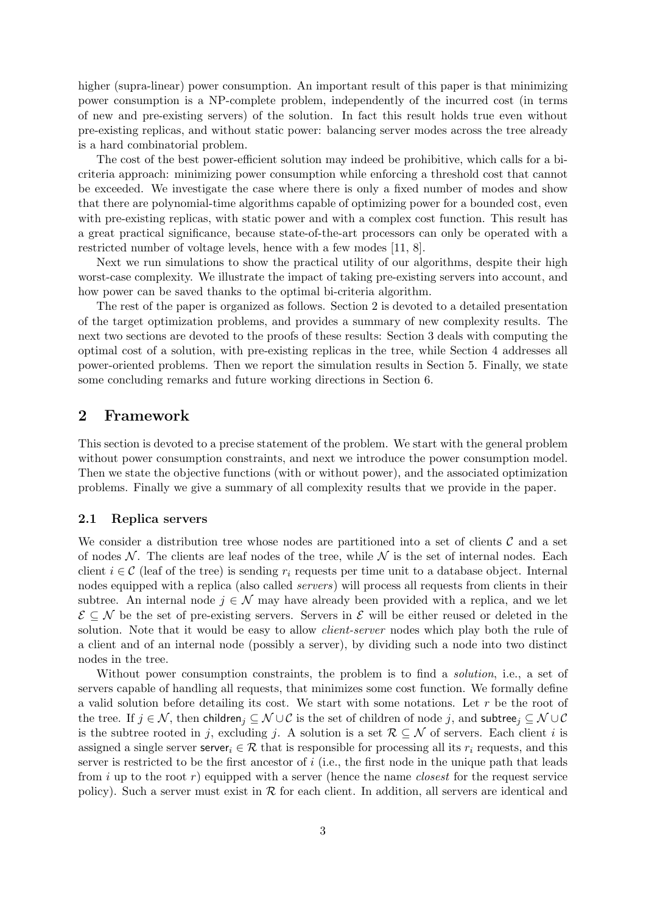higher (supra-linear) power consumption. An important result of this paper is that minimizing power consumption is a NP-complete problem, independently of the incurred cost (in terms of new and pre-existing servers) of the solution. In fact this result holds true even without pre-existing replicas, and without static power: balancing server modes across the tree already is a hard combinatorial problem.

The cost of the best power-efficient solution may indeed be prohibitive, which calls for a bi-criteria approach: minimizing power consumption while enforcing a threshold cost that cannot be exceeded. We investigate the case where there is only a fixed number of modes and show that there are polynomial-time algorithms capable of optimizing power for a bounded cost, even with pre-existing replicas, with static power and with a complex cost function. This result has a great practical significance, because state-of-the-art processors can only be operated with a restricted number of voltage levels, hence with a few modes [11, 8].

Next we run simulations to show the practical utility of our algorithms, despite their high worst-case complexity. We illustrate the impact of taking pre-existing servers into account, and how power can be saved thanks to the optimal bi-criteria algorithm.

The rest of the paper is organized as follows. Section 2 is devoted to a detailed presentation of the target optimization problems, and provides a summary of new complexity results. The next two sections are devoted to the proofs of these results: Section 3 deals with computing the optimal cost of a solution, with pre-existing replicas in the tree, while Section 4 addresses all power-oriented problems. Then we report the simulation results in Section 5. Finally, we state some concluding remarks and future working directions in Section 6.

## 2 Framework

This section is devoted to a precise statement of the problem. We start with the general problem without power consumption constraints, and next we introduce the power consumption model. Then we state the objective functions (with or without power), and the associated optimization problems. Finally we give a summary of all complexity results that we provide in the paper.

### 2.1 Replica servers

We consider a distribution tree whose nodes are partitioned into a set of clients $\mathcal{C}$ and a set of nodes $\mathcal{N}$. The clients are leaf nodes of the tree, while $\mathcal{N}$ is the set of internal nodes. Each client $i \in \mathcal{C}$ (leaf of the tree) is sending $r_i$ requests per time unit to a database object. Internal nodes equipped with a replica (also called *servers*) will process all requests from clients in their subtree. An internal node $j \in \mathcal{N}$ may have already been provided with a replica, and we let $\mathcal{E} \subseteq \mathcal{N}$ be the set of pre-existing servers. Servers in $\mathcal{E}$ will be either reused or deleted in the solution. Note that it would be easy to allow *client-server* nodes which play both the rule of a client and of an internal node (possibly a server), by dividing such a node into two distinct nodes in the tree.

Without power consumption constraints, the problem is to find a *solution*, i.e., a set of servers capable of handling all requests, that minimizes some cost function. We formally define a valid solution before detailing its cost. We start with some notations. Let $r$ be the root of the tree. If $j \in \mathcal{N}$, then $\mathsf{children}_j \subseteq \mathcal{N} \cup \mathcal{C}$ is the set of children of node $j$, and $\mathsf{subtree}_j \subseteq \mathcal{N} \cup \mathcal{C}$ is the subtree rooted in $j$, excluding $j$. A solution is a set $\mathcal{R} \subseteq \mathcal{N}$ of servers. Each client $i$ is assigned a single server $\mathsf{server}_i \in \mathcal{R}$ that is responsible for processing all its $r_i$ requests, and this server is restricted to be the first ancestor of $i$ (i.e., the first node in the unique path that leads from $i$ up to the root $r$) equipped with a server (hence the name *closest* for the request service policy). Such a server must exist in $\mathcal{R}$ for each client. In addition, all servers are identical and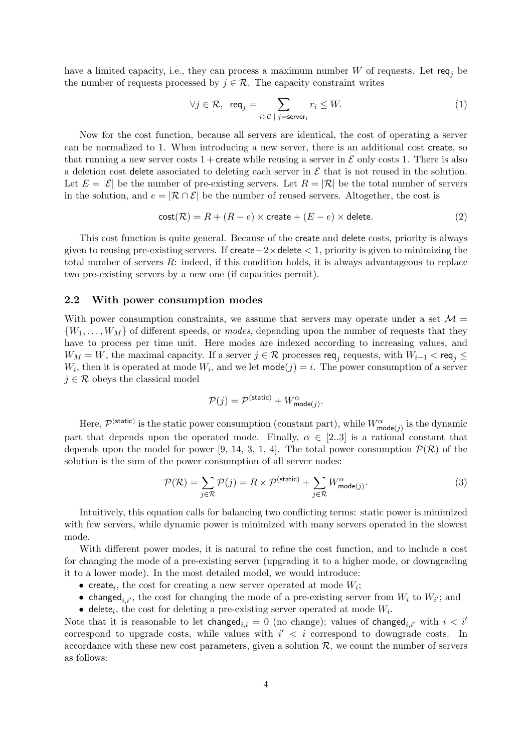have a limited capacity, i.e., they can process a maximum number $W$ of requests. Let $\mathsf{req}_j$ be the number of requests processed by $j \in \mathcal{R}$. The capacity constraint writes

$$\forall j \in \mathcal{R}, \ \ \mathsf{req}_j = \sum_{i \in \mathcal{C} \ | \ j = \mathsf{server}_i} r_i \leq W. \tag{1}$$

Now for the cost function, because all servers are identical, the cost of operating a server can be normalized to 1. When introducing a new server, there is an additional cost $\mathsf{create}$, so that running a new server costs $1 + \mathsf{create}$ while reusing a server in $\mathcal{E}$ only costs 1. There is also a deletion cost $\mathsf{delete}$ associated to deleting each server in $\mathcal{E}$ that is not reused in the solution. Let $E = |\mathcal{E}|$ be the number of pre-existing servers. Let $R = |\mathcal{R}|$ be the total number of servers in the solution, and $e = |\mathcal{R} \cap \mathcal{E}|$ be the number of reused servers. Altogether, the cost is

$$\mathsf{cost}(\mathcal{R}) = R + (R - e) \times \mathsf{create} + (E - e) \times \mathsf{delete}. \tag{2}$$

This cost function is quite general. Because of the $\mathsf{create}$ and $\mathsf{delete}$ costs, priority is always given to reusing pre-existing servers. If $\mathsf{create} + 2 \times \mathsf{delete} < 1$, priority is given to minimizing the total number of servers $R$: indeed, if this condition holds, it is always advantageous to replace two pre-existing servers by a new one (if capacities permit).

### 2.2 With power consumption modes

With power consumption constraints, we assume that servers may operate under a set $\mathcal{M} = \{W_1, \ldots, W_M\}$ of different speeds, or *modes*, depending upon the number of requests that they have to process per time unit. Here modes are indexed according to increasing values, and $W_M = W$, the maximal capacity. If a server $j \in \mathcal{R}$ processes $\mathsf{req}_j$ requests, with $W_{i-1} < \mathsf{req}_j \leq W_i$, then it is operated at mode $W_i$, and we let $\mathsf{mode}(j) = i$. The power consumption of a server $j \in \mathcal{R}$ obeys the classical model

$$\mathcal{P}(j) = \mathcal{P}^{(\mathsf{static})} + W^{\alpha}_{\mathsf{mode}(j)}.$$

Here, $\mathcal{P}^{(\mathsf{static})}$ is the static power consumption (constant part), while $W^{\alpha}_{\mathsf{mode}(j)}$ is the dynamic part that depends upon the operated mode. Finally, $\alpha \in [2..3]$ is a rational constant that depends upon the model for power [9, 14, 3, 1, 4]. The total power consumption $\mathcal{P}(\mathcal{R})$ of the solution is the sum of the power consumption of all server nodes:

$$\mathcal{P}(\mathcal{R}) = \sum_{j \in \mathcal{R}} \mathcal{P}(j) = R \times \mathcal{P}^{(\mathsf{static})} + \sum_{j \in \mathcal{R}} W^{\alpha}_{\mathsf{mode}(j)}. \tag{3}$$

Intuitively, this equation calls for balancing two conflicting terms: static power is minimized with few servers, while dynamic power is minimized with many servers operated in the slowest mode.

With different power modes, it is natural to refine the cost function, and to include a cost for changing the mode of a pre-existing server (upgrading it to a higher mode, or downgrading it to a lower mode). In the most detailed model, we would introduce:

- $\mathsf{create}_i$, the cost for creating a new server operated at mode $W_i$;
- $\mathsf{changed}_{i,i'}$, the cost for changing the mode of a pre-existing server from $W_i$ to $W_{i'}$; and
- $\mathsf{delete}_i$, the cost for deleting a pre-existing server operated at mode $W_i$.

Note that it is reasonable to let $\mathsf{changed}_{i,i} = 0$ (no change); values of $\mathsf{changed}_{i,i'}$ with $i < i'$ correspond to upgrade costs, while values with $i' < i$ correspond to downgrade costs. In accordance with these new cost parameters, given a solution $\mathcal{R}$, we count the number of servers as follows: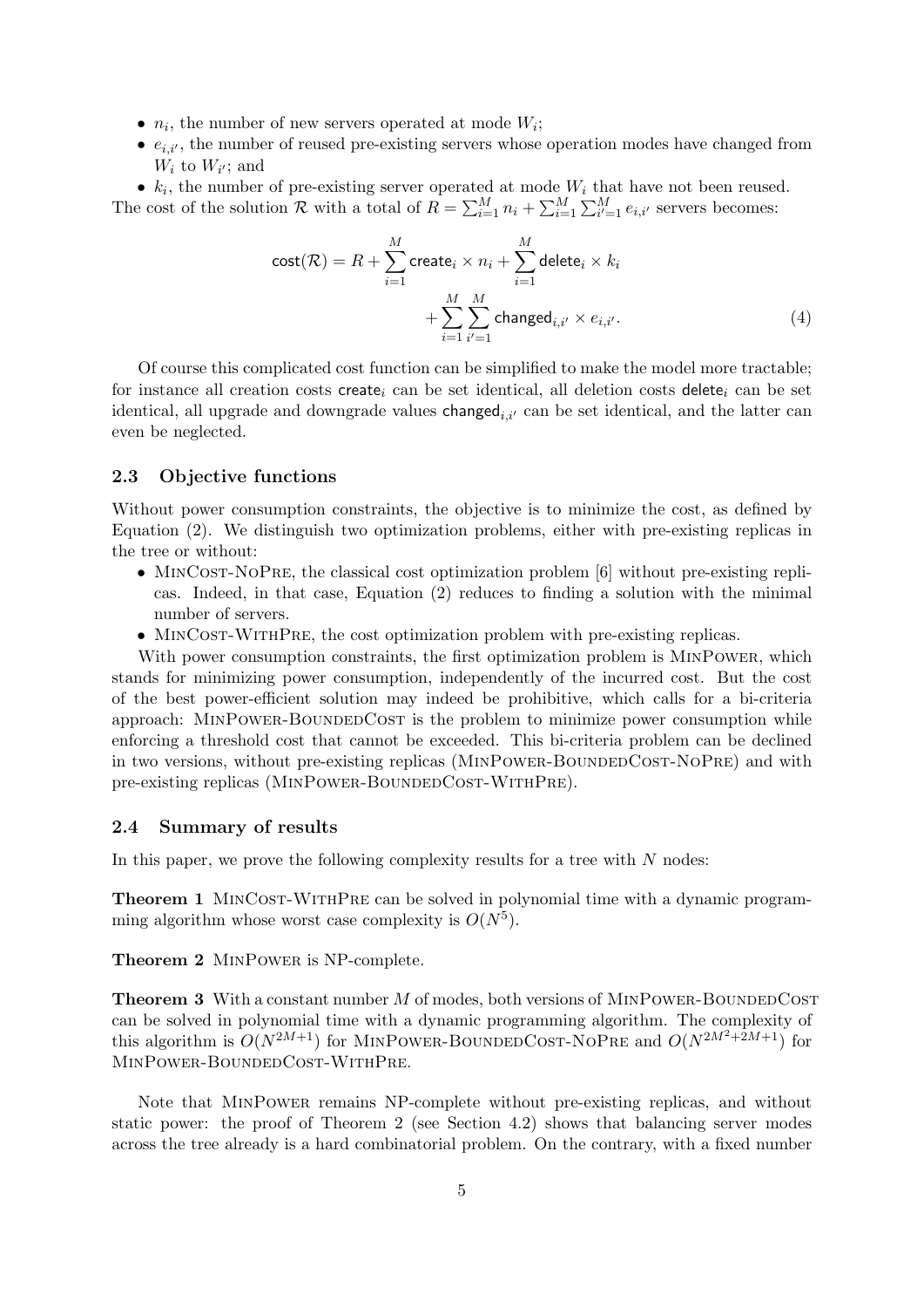- $n_i$, the number of new servers operated at mode $W_i$;
- $e_{i,i'}$, the number of reused pre-existing servers whose operation modes have changed from $W_i$ to $W_{i'}$; and
- $k_i$, the number of pre-existing server operated at mode $W_i$ that have not been reused.

The cost of the solution $\mathcal{R}$ with a total of $R = \sum_{i=1}^{M} n_i + \sum_{i=1}^{M} \sum_{i'=1}^{M} e_{i,i'}$ servers becomes:

$$\mathsf{cost}(\mathcal{R}) = R + \sum_{i=1}^{M} \mathsf{create}_i \times n_i + \sum_{i=1}^{M} \mathsf{delete}_i \times k_i + \sum_{i=1}^{M} \sum_{i'=1}^{M} \mathsf{changed}_{i,i'} \times e_{i,i'}. \quad (4)$$

Of course this complicated cost function can be simplified to make the model more tractable; for instance all creation costs $\mathsf{create}_i$ can be set identical, all deletion costs $\mathsf{delete}_i$ can be set identical, all upgrade and downgrade values $\mathsf{changed}_{i,i'}$ can be set identical, and the latter can even be neglected.

### 2.3 Objective functions

Without power consumption constraints, the objective is to minimize the cost, as defined by Equation (2). We distinguish two optimization problems, either with pre-existing replicas in the tree or without:

- MinCost-NoPre, the classical cost optimization problem [6] without pre-existing replicas. Indeed, in that case, Equation (2) reduces to finding a solution with the minimal number of servers.
- MinCost-WithPre, the cost optimization problem with pre-existing replicas.

With power consumption constraints, the first optimization problem is MinPower, which stands for minimizing power consumption, independently of the incurred cost. But the cost of the best power-efficient solution may indeed be prohibitive, which calls for a bi-criteria approach: MinPower-BoundedCost is the problem to minimize power consumption while enforcing a threshold cost that cannot be exceeded. This bi-criteria problem can be declined in two versions, without pre-existing replicas (MinPower-BoundedCost-NoPre) and with pre-existing replicas (MinPower-BoundedCost-WithPre).

### 2.4 Summary of results

In this paper, we prove the following complexity results for a tree with $N$ nodes:

**Theorem 1** MinCost-WithPre can be solved in polynomial time with a dynamic programming algorithm whose worst case complexity is $O(N^5)$.

**Theorem 2** MinPower is NP-complete.

**Theorem 3** With a constant number $M$ of modes, both versions of MinPower-BoundedCost can be solved in polynomial time with a dynamic programming algorithm. The complexity of this algorithm is $O(N^{2M+1})$ for MinPower-BoundedCost-NoPre and $O(N^{2M^2+2M+1})$ for MinPower-BoundedCost-WithPre.

Note that MinPower remains NP-complete without pre-existing replicas, and without static power: the proof of Theorem 2 (see Section 4.2) shows that balancing server modes across the tree already is a hard combinatorial problem. On the contrary, with a fixed number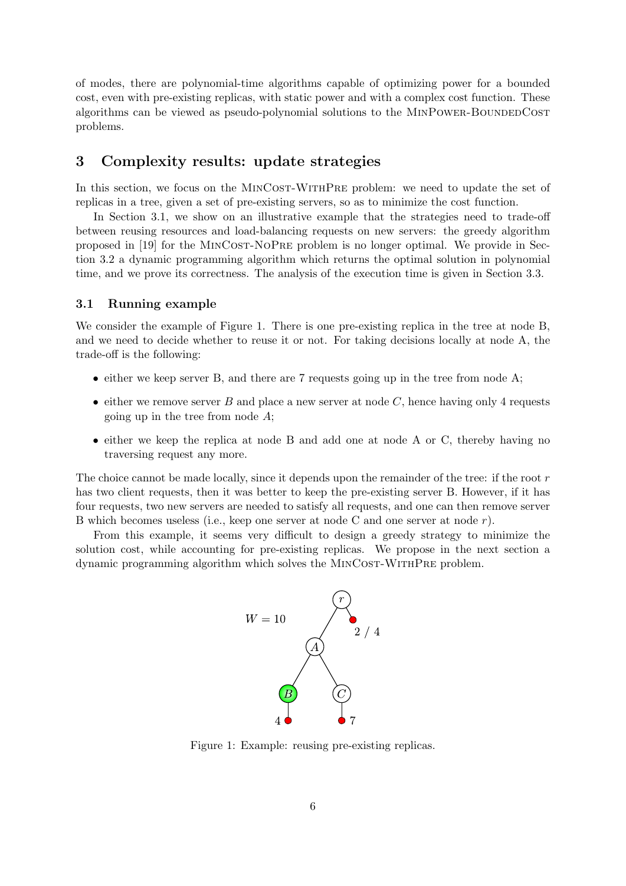of modes, there are polynomial-time algorithms capable of optimizing power for a bounded cost, even with pre-existing replicas, with static power and with a complex cost function. These algorithms can be viewed as pseudo-polynomial solutions to the MinPower-BoundedCost problems.

## 3 Complexity results: update strategies

In this section, we focus on the MinCost-WithPre problem: we need to update the set of replicas in a tree, given a set of pre-existing servers, so as to minimize the cost function.

In Section 3.1, we show on an illustrative example that the strategies need to trade-off between reusing resources and load-balancing requests on new servers: the greedy algorithm proposed in [19] for the MinCost-NoPre problem is no longer optimal. We provide in Section 3.2 a dynamic programming algorithm which returns the optimal solution in polynomial time, and we prove its correctness. The analysis of the execution time is given in Section 3.3.

### 3.1 Running example

We consider the example of Figure 1. There is one pre-existing replica in the tree at node B, and we need to decide whether to reuse it or not. For taking decisions locally at node A, the trade-off is the following:

- either we keep server B, and there are 7 requests going up in the tree from node A;
- either we remove server $B$ and place a new server at node $C$, hence having only 4 requests going up in the tree from node $A$;
- either we keep the replica at node B and add one at node A or C, thereby having no traversing request any more.

The choice cannot be made locally, since it depends upon the remainder of the tree: if the root $r$ has two client requests, then it was better to keep the pre-existing server B. However, if it has four requests, two new servers are needed to satisfy all requests, and one can then remove server B which becomes useless (i.e., keep one server at node C and one server at node $r$).

From this example, it seems very difficult to design a greedy strategy to minimize the solution cost, while accounting for pre-existing replicas. We propose in the next section a dynamic programming algorithm which solves the MinCost-WithPre problem.

Figure 1: Example: reusing pre-existing replicas.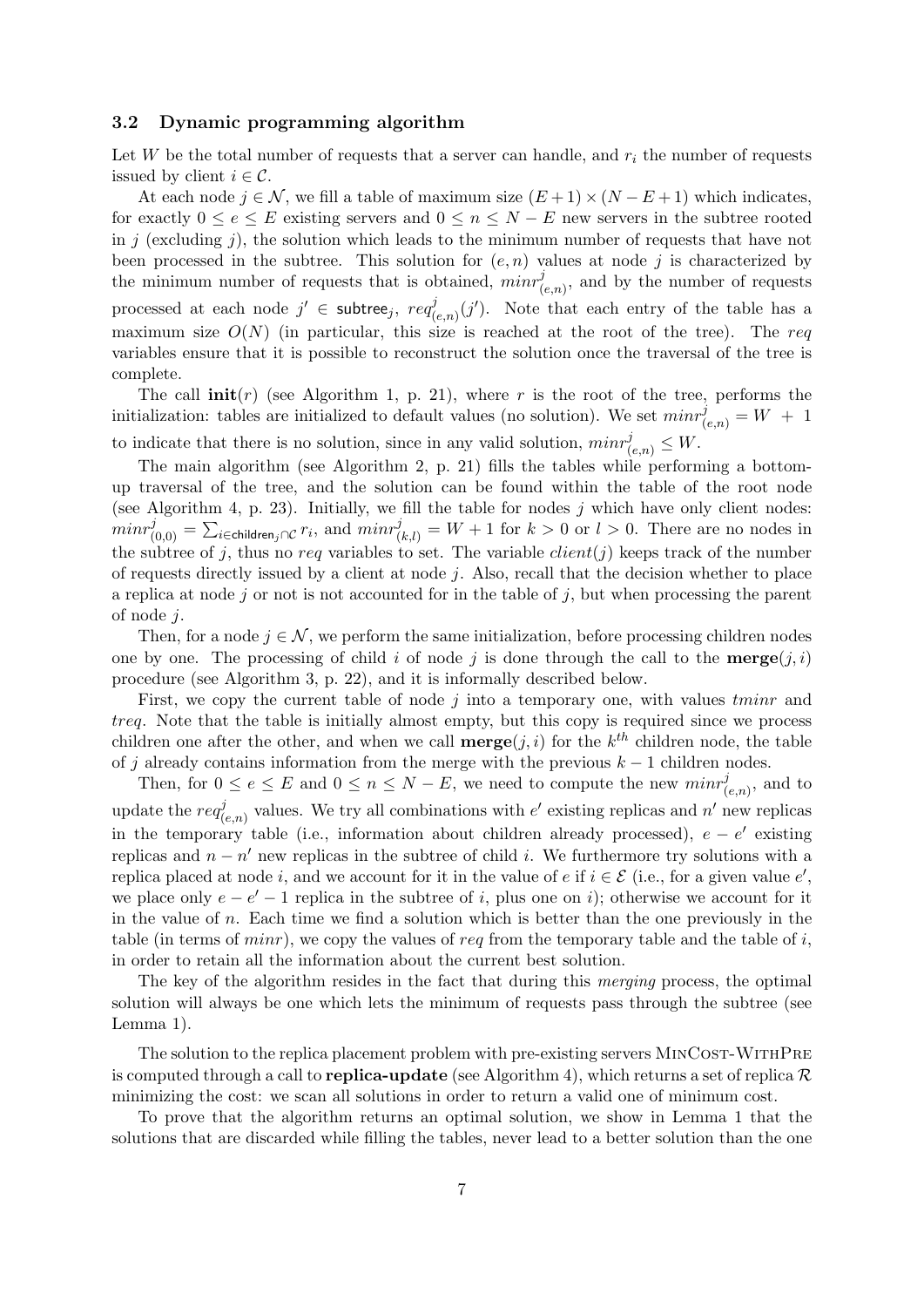### 3.2 Dynamic programming algorithm

Let $W$ be the total number of requests that a server can handle, and $r_i$ the number of requests issued by client $i \in \mathcal{C}$.

At each node $j \in \mathcal{N}$, we fill a table of maximum size $(E+1) \times (N-E+1)$ which indicates, for exactly $0 \leq e \leq E$ existing servers and $0 \leq n \leq N-E$ new servers in the subtree rooted in $j$ (excluding $j$), the solution which leads to the minimum number of requests that have not been processed in the subtree. This solution for $(e,n)$ values at node $j$ is characterized by the minimum number of requests that is obtained, $minr^j_{(e,n)}$, and by the number of requests processed at each node $j' \in \mathsf{subtree}_j$, $req^j_{(e,n)}(j')$. Note that each entry of the table has a maximum size $O(N)$ (in particular, this size is reached at the root of the tree). The *req* variables ensure that it is possible to reconstruct the solution once the traversal of the tree is complete.

The call **init**$(r)$ (see Algorithm 1, p. 21), where $r$ is the root of the tree, performs the initialization: tables are initialized to default values (no solution). We set $minr^j_{(e,n)} = W + 1$ to indicate that there is no solution, since in any valid solution, $minr^j_{(e,n)} \leq W$.

The main algorithm (see Algorithm 2, p. 21) fills the tables while performing a bottom-up traversal of the tree, and the solution can be found within the table of the root node (see Algorithm 4, p. 23). Initially, we fill the table for nodes $j$ which have only client nodes: $minr^j_{(0,0)} = \sum_{i \in \mathsf{children}_j \cap \mathcal{C}} r_i$, and $minr^j_{(k,l)} = W+1$ for $k > 0$ or $l > 0$. There are no nodes in the subtree of $j$, thus no *req* variables to set. The variable $client(j)$ keeps track of the number of requests directly issued by a client at node $j$. Also, recall that the decision whether to place a replica at node $j$ or not is not accounted for in the table of $j$, but when processing the parent of node $j$.

Then, for a node $j \in \mathcal{N}$, we perform the same initialization, before processing children nodes one by one. The processing of child $i$ of node $j$ is done through the call to the **merge**$(j,i)$ procedure (see Algorithm 3, p. 22), and it is informally described below.

First, we copy the current table of node $j$ into a temporary one, with values *tminr* and *treq*. Note that the table is initially almost empty, but this copy is required since we process children one after the other, and when we call **merge**$(j,i)$ for the $k^{th}$ children node, the table of $j$ already contains information from the merge with the previous $k-1$ children nodes.

Then, for $0 \leq e \leq E$ and $0 \leq n \leq N-E$, we need to compute the new $minr^j_{(e,n)}$, and to update the $req^j_{(e,n)}$ values. We try all combinations with $e'$ existing replicas and $n'$ new replicas in the temporary table (i.e., information about children already processed), $e-e'$ existing replicas and $n-n'$ new replicas in the subtree of child $i$. We furthermore try solutions with a replica placed at node $i$, and we account for it in the value of $e$ if $i \in \mathcal{E}$ (i.e., for a given value $e'$, we place only $e-e'-1$ replica in the subtree of $i$, plus one on $i$); otherwise we account for it in the value of $n$. Each time we find a solution which is better than the one previously in the table (in terms of *minr*), we copy the values of *req* from the temporary table and the table of $i$, in order to retain all the information about the current best solution.

The key of the algorithm resides in the fact that during this *merging* process, the optimal solution will always be one which lets the minimum of requests pass through the subtree (see Lemma 1).

The solution to the replica placement problem with pre-existing servers MinCost-WithPre is computed through a call to **replica-update** (see Algorithm 4), which returns a set of replica $\mathcal{R}$ minimizing the cost: we scan all solutions in order to return a valid one of minimum cost.

To prove that the algorithm returns an optimal solution, we show in Lemma 1 that the solutions that are discarded while filling the tables, never lead to a better solution than the one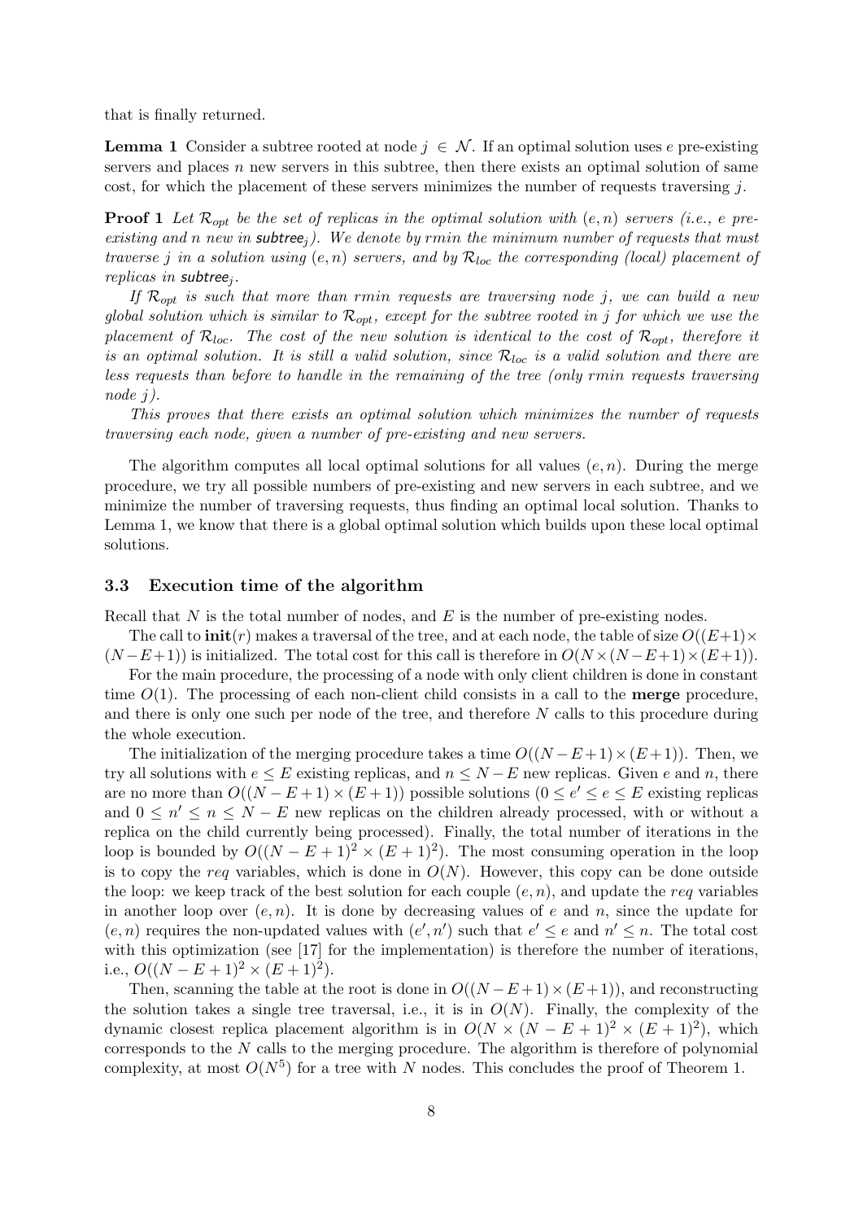that is finally returned.

**Lemma 1** Consider a subtree rooted at node $j \in \mathcal{N}$. If an optimal solution uses $e$ pre-existing servers and places $n$ new servers in this subtree, then there exists an optimal solution of same cost, for which the placement of these servers minimizes the number of requests traversing $j$.

**Proof 1** *Let $\mathcal{R}_{opt}$ be the set of replicas in the optimal solution with $(e, n)$ servers (i.e., $e$ pre-existing and $n$ new in $\mathsf{subtree}_j$). We denote by $rmin$ the minimum number of requests that must traverse $j$ in a solution using $(e, n)$ servers, and by $\mathcal{R}_{loc}$ the corresponding (local) placement of replicas in $\mathsf{subtree}_j$.*

*If $\mathcal{R}_{opt}$ is such that more than $rmin$ requests are traversing node $j$, we can build a new global solution which is similar to $\mathcal{R}_{opt}$, except for the subtree rooted in $j$ for which we use the placement of $\mathcal{R}_{loc}$. The cost of the new solution is identical to the cost of $\mathcal{R}_{opt}$, therefore it is an optimal solution. It is still a valid solution, since $\mathcal{R}_{loc}$ is a valid solution and there are less requests than before to handle in the remaining of the tree (only $rmin$ requests traversing node $j$).*

*This proves that there exists an optimal solution which minimizes the number of requests traversing each node, given a number of pre-existing and new servers.*

The algorithm computes all local optimal solutions for all values $(e, n)$. During the merge procedure, we try all possible numbers of pre-existing and new servers in each subtree, and we minimize the number of traversing requests, thus finding an optimal local solution. Thanks to Lemma 1, we know that there is a global optimal solution which builds upon these local optimal solutions.

### 3.3 Execution time of the algorithm

Recall that $N$ is the total number of nodes, and $E$ is the number of pre-existing nodes.

The call to **init**$(r)$ makes a traversal of the tree, and at each node, the table of size $O((E+1) \times (N-E+1))$ is initialized. The total cost for this call is therefore in $O(N \times (N-E+1) \times (E+1))$.

For the main procedure, the processing of a node with only client children is done in constant time $O(1)$. The processing of each non-client child consists in a call to the **merge** procedure, and there is only one such per node of the tree, and therefore $N$ calls to this procedure during the whole execution.

The initialization of the merging procedure takes a time $O((N-E+1) \times (E+1))$. Then, we try all solutions with $e \leq E$ existing replicas, and $n \leq N-E$ new replicas. Given $e$ and $n$, there are no more than $O((N-E+1) \times (E+1))$ possible solutions ($0 \leq e' \leq e \leq E$ existing replicas and $0 \leq n' \leq n \leq N-E$ new replicas on the children already processed, with or without a replica on the child currently being processed). Finally, the total number of iterations in the loop is bounded by $O((N-E+1)^2 \times (E+1)^2)$. The most consuming operation in the loop is to copy the $req$ variables, which is done in $O(N)$. However, this copy can be done outside the loop: we keep track of the best solution for each couple $(e, n)$, and update the $req$ variables in another loop over $(e, n)$. It is done by decreasing values of $e$ and $n$, since the update for $(e, n)$ requires the non-updated values with $(e', n')$ such that $e' \leq e$ and $n' \leq n$. The total cost with this optimization (see [17] for the implementation) is therefore the number of iterations, i.e., $O((N-E+1)^2 \times (E+1)^2)$.

Then, scanning the table at the root is done in $O((N-E+1) \times (E+1))$, and reconstructing the solution takes a single tree traversal, i.e., it is in $O(N)$. Finally, the complexity of the dynamic closest replica placement algorithm is in $O(N \times (N-E+1)^2 \times (E+1)^2)$, which corresponds to the $N$ calls to the merging procedure. The algorithm is therefore of polynomial complexity, at most $O(N^5)$ for a tree with $N$ nodes. This concludes the proof of Theorem 1.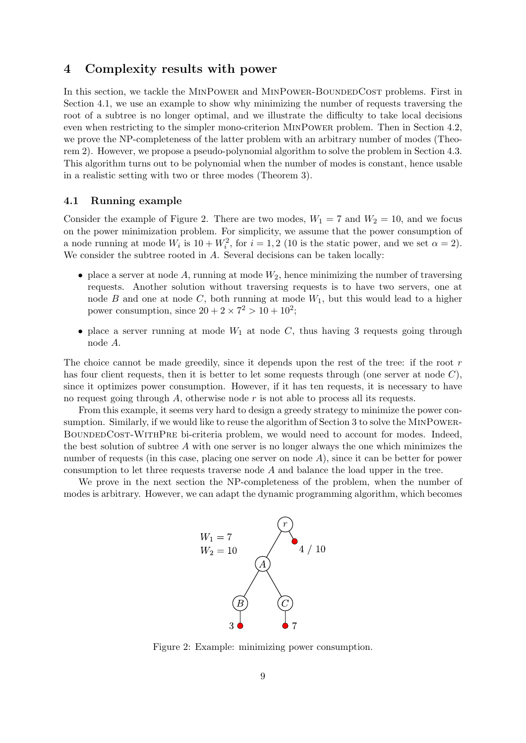## 4 Complexity results with power

In this section, we tackle the MinPower and MinPower-BoundedCost problems. First in Section 4.1, we use an example to show why minimizing the number of requests traversing the root of a subtree is no longer optimal, and we illustrate the difficulty to take local decisions even when restricting to the simpler mono-criterion MinPower problem. Then in Section 4.2, we prove the NP-completeness of the latter problem with an arbitrary number of modes (Theorem 2). However, we propose a pseudo-polynomial algorithm to solve the problem in Section 4.3. This algorithm turns out to be polynomial when the number of modes is constant, hence usable in a realistic setting with two or three modes (Theorem 3).

### 4.1 Running example

Consider the example of Figure 2. There are two modes, $W_1 = 7$ and $W_2 = 10$, and we focus on the power minimization problem. For simplicity, we assume that the power consumption of a node running at mode $W_i$ is $10 + W_i^2$, for $i = 1, 2$ (10 is the static power, and we set $\alpha = 2$). We consider the subtree rooted in $A$. Several decisions can be taken locally:

- place a server at node $A$, running at mode $W_2$, hence minimizing the number of traversing requests. Another solution without traversing requests is to have two servers, one at node $B$ and one at node $C$, both running at mode $W_1$, but this would lead to a higher power consumption, since $20 + 2 \times 7^2 > 10 + 10^2$;
- place a server running at mode $W_1$ at node $C$, thus having 3 requests going through node $A$.

The choice cannot be made greedily, since it depends upon the rest of the tree: if the root $r$ has four client requests, then it is better to let some requests through (one server at node $C$), since it optimizes power consumption. However, if it has ten requests, it is necessary to have no request going through $A$, otherwise node $r$ is not able to process all its requests.

From this example, it seems very hard to design a greedy strategy to minimize the power consumption. Similarly, if we would like to reuse the algorithm of Section 3 to solve the MinPower-BoundedCost-WithPre bi-criteria problem, we would need to account for modes. Indeed, the best solution of subtree $A$ with one server is no longer always the one which minimizes the number of requests (in this case, placing one server on node $A$), since it can be better for power consumption to let three requests traverse node $A$ and balance the load upper in the tree.

We prove in the next section the NP-completeness of the problem, when the number of modes is arbitrary. However, we can adapt the dynamic programming algorithm, which becomes

Figure 2: Example: minimizing power consumption.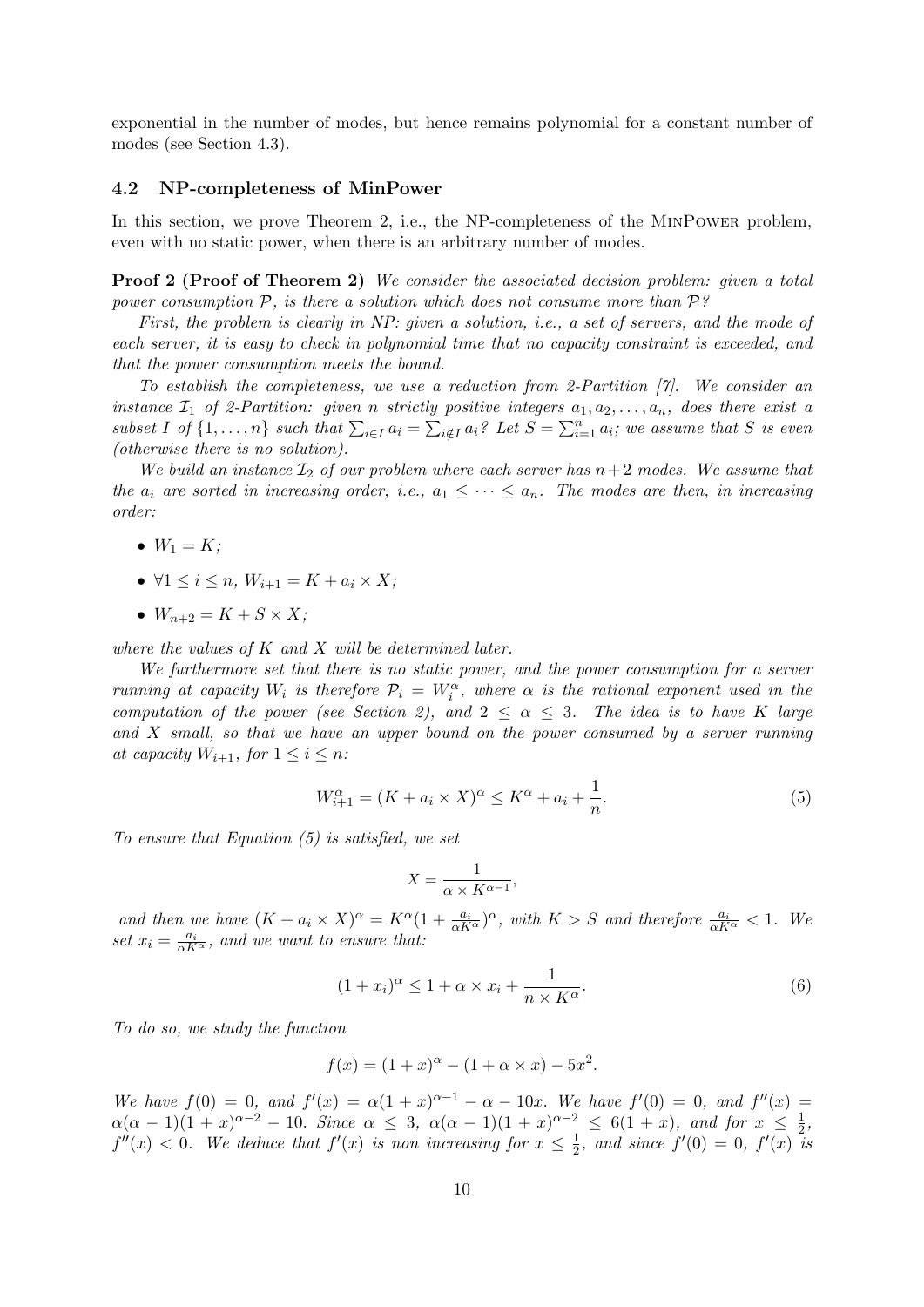exponential in the number of modes, but hence remains polynomial for a constant number of modes (see Section 4.3).

### 4.2 NP-completeness of MinPower

In this section, we prove Theorem 2, i.e., the NP-completeness of the MinPower problem, even with no static power, when there is an arbitrary number of modes.

**Proof 2 (Proof of Theorem 2)** *We consider the associated decision problem: given a total power consumption $\mathcal{P}$, is there a solution which does not consume more than $\mathcal{P}$?*

*First, the problem is clearly in NP: given a solution, i.e., a set of servers, and the mode of each server, it is easy to check in polynomial time that no capacity constraint is exceeded, and that the power consumption meets the bound.*

*To establish the completeness, we use a reduction from 2-Partition [7]. We consider an instance $\mathcal{I}_1$ of 2-Partition: given $n$ strictly positive integers $a_1, a_2, \ldots, a_n$, does there exist a subset $I$ of $\{1, \ldots, n\}$ such that $\sum_{i \in I} a_i = \sum_{i \notin I} a_i$? Let $S = \sum_{i=1}^{n} a_i$; we assume that $S$ is even (otherwise there is no solution).*

*We build an instance $\mathcal{I}_2$ of our problem where each server has $n+2$ modes. We assume that the $a_i$ are sorted in increasing order, i.e., $a_1 \leq \cdots \leq a_n$. The modes are then, in increasing order:*

- $W_1 = K$;
- $\forall 1 \leq i \leq n$, $W_{i+1} = K + a_i \times X$;
- $W_{n+2} = K + S \times X$;

*where the values of $K$ and $X$ will be determined later.*

*We furthermore set that there is no static power, and the power consumption for a server running at capacity $W_i$ is therefore $\mathcal{P}_i = W_i^\alpha$, where $\alpha$ is the rational exponent used in the computation of the power (see Section 2), and $2 \leq \alpha \leq 3$. The idea is to have $K$ large and $X$ small, so that we have an upper bound on the power consumed by a server running at capacity $W_{i+1}$, for $1 \leq i \leq n$:*

$$W_{i+1}^\alpha = (K + a_i \times X)^\alpha \leq K^\alpha + a_i + \frac{1}{n}. \tag{5}$$

*To ensure that Equation (5) is satisfied, we set*

$$X = \frac{1}{\alpha \times K^{\alpha-1}},$$

*and then we have $(K + a_i \times X)^\alpha = K^\alpha (1 + \frac{a_i}{\alpha K^\alpha})^\alpha$, with $K > S$ and therefore $\frac{a_i}{\alpha K^\alpha} < 1$. We set $x_i = \frac{a_i}{\alpha K^\alpha}$, and we want to ensure that:*

$$(1 + x_i)^\alpha \leq 1 + \alpha \times x_i + \frac{1}{n \times K^\alpha}. \tag{6}$$

*To do so, we study the function*

$$f(x) = (1 + x)^\alpha - (1 + \alpha \times x) - 5x^2.$$

*We have $f(0) = 0$, and $f'(x) = \alpha(1 + x)^{\alpha-1} - \alpha - 10x$. We have $f'(0) = 0$, and $f''(x) = \alpha(\alpha - 1)(1 + x)^{\alpha-2} - 10$. Since $\alpha \leq 3$, $\alpha(\alpha - 1)(1 + x)^{\alpha-2} \leq 6(1 + x)$, and for $x \leq \frac{1}{2}$, $f''(x) < 0$. We deduce that $f'(x)$ is non increasing for $x \leq \frac{1}{2}$, and since $f'(0) = 0$, $f'(x)$ is*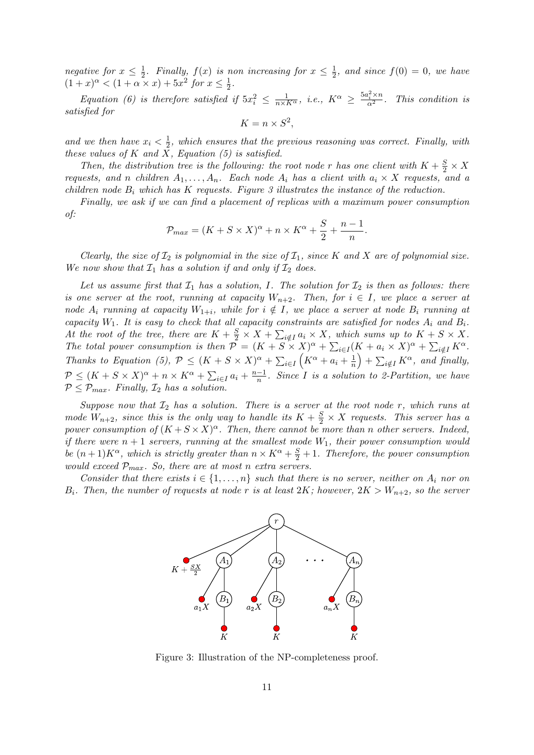*negative for $x \leq \frac{1}{2}$. Finally, $f(x)$ is non increasing for $x \leq \frac{1}{2}$, and since $f(0) = 0$, we have $(1+x)^\alpha < (1 + \alpha \times x) + 5x^2$ for $x \leq \frac{1}{2}$.*

*Equation (6) is therefore satisfied if $5x_i^2 \leq \frac{1}{n \times K^\alpha}$, i.e., $K^\alpha \geq \frac{5a_i^2 \times n}{\alpha^2}$. This condition is satisfied for*

$$K = n \times S^2,$$

*and we then have $x_i < \frac{1}{2}$, which ensures that the previous reasoning was correct. Finally, with these values of $K$ and $X$, Equation (5) is satisfied.*

*Then, the distribution tree is the following: the root node $r$ has one client with $K + \frac{S}{2} \times X$ requests, and $n$ children $A_1, \dots, A_n$. Each node $A_i$ has a client with $a_i \times X$ requests, and a children node $B_i$ which has $K$ requests. Figure 3 illustrates the instance of the reduction.*

*Finally, we ask if we can find a placement of replicas with a maximum power consumption of:*

$$\mathcal{P}_{max} = (K + S \times X)^\alpha + n \times K^\alpha + \frac{S}{2} + \frac{n-1}{n}.$$

*Clearly, the size of $\mathcal{I}_2$ is polynomial in the size of $\mathcal{I}_1$, since $K$ and $X$ are of polynomial size. We now show that $\mathcal{I}_1$ has a solution if and only if $\mathcal{I}_2$ does.*

*Let us assume first that $\mathcal{I}_1$ has a solution, $I$. The solution for $\mathcal{I}_2$ is then as follows: there is one server at the root, running at capacity $W_{n+2}$. Then, for $i \in I$, we place a server at node $A_i$ running at capacity $W_{1+i}$, while for $i \notin I$, we place a server at node $B_i$ running at capacity $W_1$. It is easy to check that all capacity constraints are satisfied for nodes $A_i$ and $B_i$. At the root of the tree, there are $K + \frac{S}{2} \times X + \sum_{i \notin I} a_i \times X$, which sums up to $K + S \times X$. The total power consumption is then $\mathcal{P} = (K + S \times X)^\alpha + \sum_{i \in I}(K + a_i \times X)^\alpha + \sum_{i \notin I} K^\alpha$. Thanks to Equation (5), $\mathcal{P} \leq (K + S \times X)^\alpha + \sum_{i \in I}\left(K^\alpha + a_i + \frac{1}{n}\right) + \sum_{i \notin I} K^\alpha$, and finally, $\mathcal{P} \leq (K + S \times X)^\alpha + n \times K^\alpha + \sum_{i \in I} a_i + \frac{n-1}{n}$. Since $I$ is a solution to 2-Partition, we have $\mathcal{P} \leq \mathcal{P}_{max}$. Finally, $\mathcal{I}_2$ has a solution.*

*Suppose now that $\mathcal{I}_2$ has a solution. There is a server at the root node $r$, which runs at mode $W_{n+2}$, since this is the only way to handle its $K + \frac{S}{2} \times X$ requests. This server has a power consumption of $(K + S \times X)^\alpha$. Then, there cannot be more than $n$ other servers. Indeed, if there were $n+1$ servers, running at the smallest mode $W_1$, their power consumption would be $(n+1)K^\alpha$, which is strictly greater than $n \times K^\alpha + \frac{S}{2} + 1$. Therefore, the power consumption would exceed $\mathcal{P}_{max}$. So, there are at most $n$ extra servers.*

*Consider that there exists $i \in \{1, \dots, n\}$ such that there is no server, neither on $A_i$ nor on $B_i$. Then, the number of requests at node $r$ is at least $2K$; however, $2K > W_{n+2}$, so the server*

Figure 3: Illustration of the NP-completeness proof.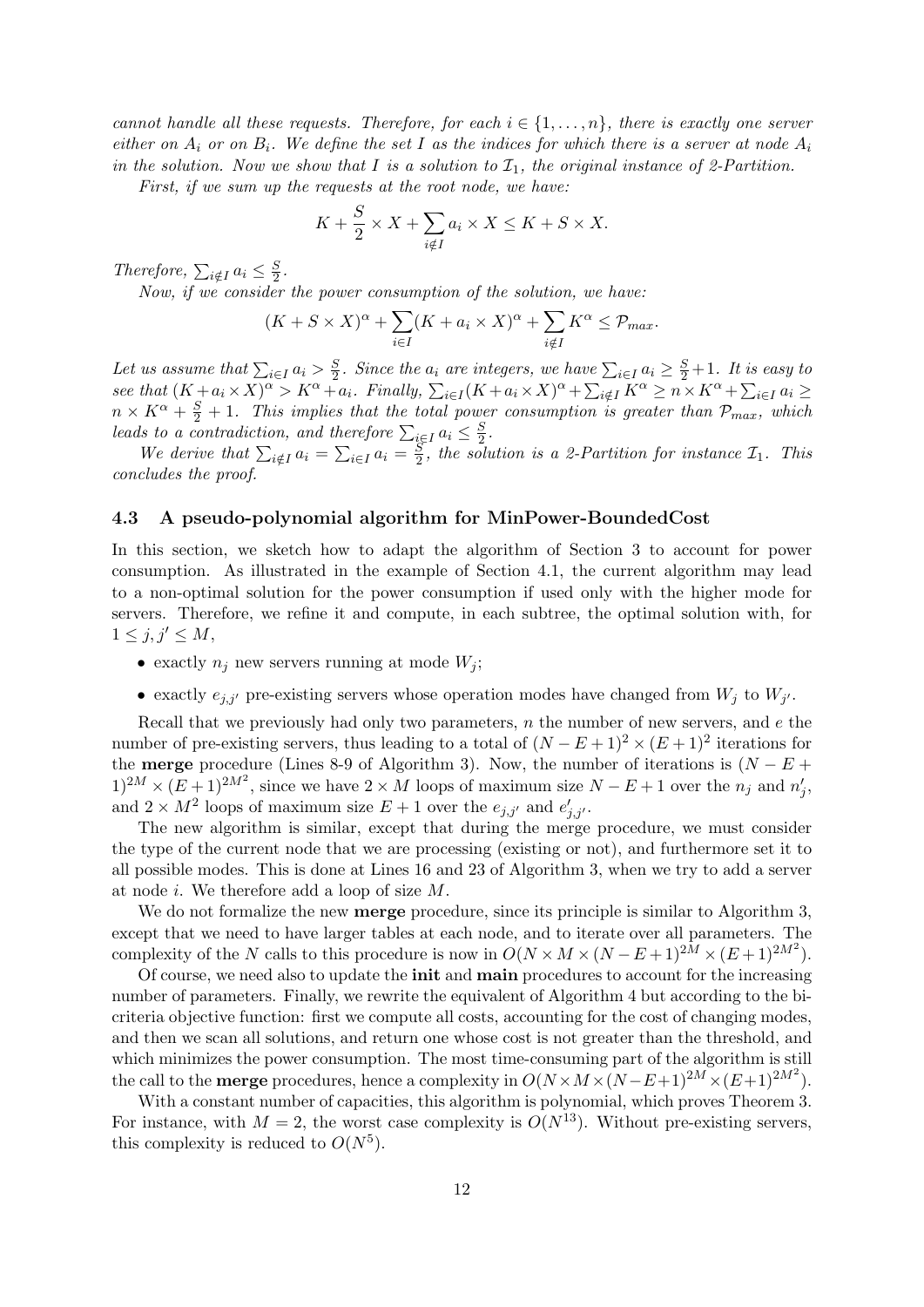*cannot handle all these requests. Therefore, for each $i \in \{1, \ldots, n\}$, there is exactly one server either on $A_i$ or on $B_i$. We define the set $I$ as the indices for which there is a server at node $A_i$ in the solution. Now we show that $I$ is a solution to $\mathcal{I}_1$, the original instance of 2-Partition.*

*First, if we sum up the requests at the root node, we have:*

$$K + \frac{S}{2} \times X + \sum_{i \notin I} a_i \times X \leq K + S \times X.$$

*Therefore,* $\sum_{i \notin I} a_i \leq \frac{S}{2}$.

*Now, if we consider the power consumption of the solution, we have:*

$$(K + S \times X)^\alpha + \sum_{i \in I} (K + a_i \times X)^\alpha + \sum_{i \notin I} K^\alpha \leq \mathcal{P}_{max}.$$

*Let us assume that* $\sum_{i \in I} a_i > \frac{S}{2}$. *Since the* $a_i$ *are integers, we have* $\sum_{i \in I} a_i \geq \frac{S}{2} + 1$. *It is easy to see that* $(K + a_i \times X)^\alpha > K^\alpha + a_i$. *Finally,* $\sum_{i \in I}(K + a_i \times X)^\alpha + \sum_{i \notin I} K^\alpha \geq n \times K^\alpha + \sum_{i \in I} a_i \geq n \times K^\alpha + \frac{S}{2} + 1$. *This implies that the total power consumption is greater than* $\mathcal{P}_{max}$, *which leads to a contradiction, and therefore* $\sum_{i \in I} a_i \leq \frac{S}{2}$.

*We derive that* $\sum_{i \notin I} a_i = \sum_{i \in I} a_i = \frac{S}{2}$, *the solution is a 2-Partition for instance* $\mathcal{I}_1$. *This concludes the proof.*

### 4.3 A pseudo-polynomial algorithm for MinPower-BoundedCost

In this section, we sketch how to adapt the algorithm of Section 3 to account for power consumption. As illustrated in the example of Section 4.1, the current algorithm may lead to a non-optimal solution for the power consumption if used only with the higher mode for servers. Therefore, we refine it and compute, in each subtree, the optimal solution with, for $1 \leq j, j' \leq M$,

- exactly $n_j$ new servers running at mode $W_j$;
- exactly $e_{j,j'}$ pre-existing servers whose operation modes have changed from $W_j$ to $W_{j'}$.

Recall that we previously had only two parameters, $n$ the number of new servers, and $e$ the number of pre-existing servers, thus leading to a total of $(N - E + 1)^2 \times (E + 1)^2$ iterations for the **merge** procedure (Lines 8-9 of Algorithm 3). Now, the number of iterations is $(N - E + 1)^{2M} \times (E + 1)^{2M^2}$, since we have $2 \times M$ loops of maximum size $N - E + 1$ over the $n_j$ and $n'_j$, and $2 \times M^2$ loops of maximum size $E + 1$ over the $e_{j,j'}$ and $e'_{j,j'}$.

The new algorithm is similar, except that during the merge procedure, we must consider the type of the current node that we are processing (existing or not), and furthermore set it to all possible modes. This is done at Lines 16 and 23 of Algorithm 3, when we try to add a server at node $i$. We therefore add a loop of size $M$.

We do not formalize the new **merge** procedure, since its principle is similar to Algorithm 3, except that we need to have larger tables at each node, and to iterate over all parameters. The complexity of the $N$ calls to this procedure is now in $O(N \times M \times (N - E + 1)^{2M} \times (E + 1)^{2M^2})$.

Of course, we need also to update the **init** and **main** procedures to account for the increasing number of parameters. Finally, we rewrite the equivalent of Algorithm 4 but according to the bi-criteria objective function: first we compute all costs, accounting for the cost of changing modes, and then we scan all solutions, and return one whose cost is not greater than the threshold, and which minimizes the power consumption. The most time-consuming part of the algorithm is still the call to the **merge** procedures, hence a complexity in $O(N \times M \times (N - E + 1)^{2M} \times (E + 1)^{2M^2})$.

With a constant number of capacities, this algorithm is polynomial, which proves Theorem 3. For instance, with $M = 2$, the worst case complexity is $O(N^{13})$. Without pre-existing servers, this complexity is reduced to $O(N^5)$.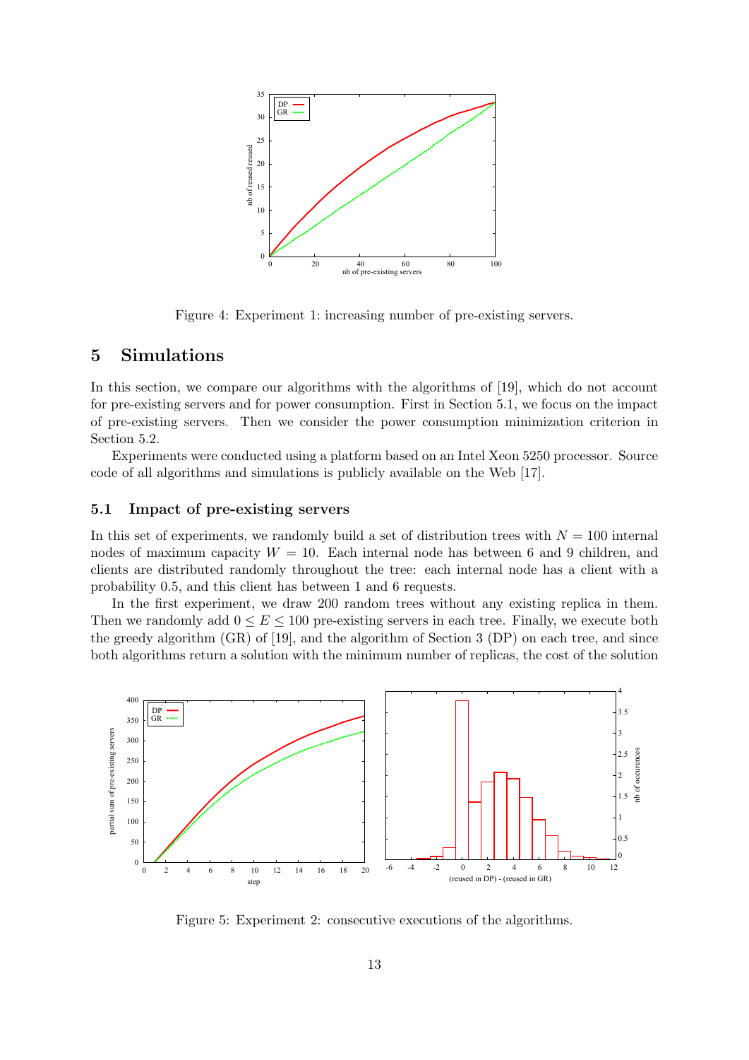Figure 4: Experiment 1: increasing number of pre-existing servers.

## 5 Simulations

In this section, we compare our algorithms with the algorithms of [19], which do not account for pre-existing servers and for power consumption. First in Section 5.1, we focus on the impact of pre-existing servers. Then we consider the power consumption minimization criterion in Section 5.2.

Experiments were conducted using a platform based on an Intel Xeon 5250 processor. Source code of all algorithms and simulations is publicly available on the Web [17].

### 5.1 Impact of pre-existing servers

In this set of experiments, we randomly build a set of distribution trees with $N = 100$ internal nodes of maximum capacity $W = 10$. Each internal node has between 6 and 9 children, and clients are distributed randomly throughout the tree: each internal node has a client with a probability 0.5, and this client has between 1 and 6 requests.

In the first experiment, we draw 200 random trees without any existing replica in them. Then we randomly add $0 \leq E \leq 100$ pre-existing servers in each tree. Finally, we execute both the greedy algorithm (GR) of [19], and the algorithm of Section 3 (DP) on each tree, and since both algorithms return a solution with the minimum number of replicas, the cost of the solution

Figure 5: Experiment 2: consecutive executions of the algorithms.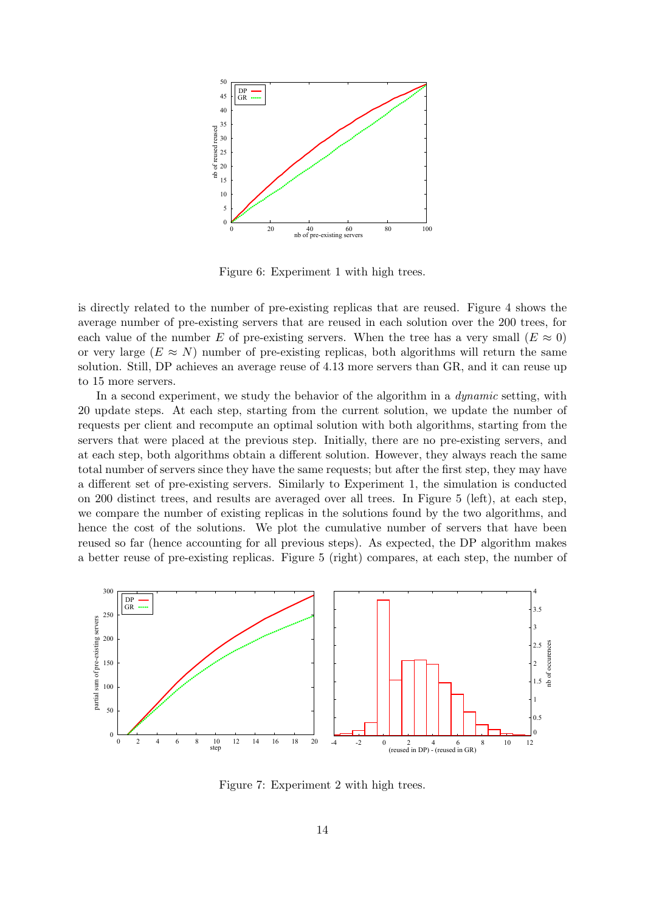Figure 6: Experiment 1 with high trees.

is directly related to the number of pre-existing replicas that are reused. Figure 4 shows the average number of pre-existing servers that are reused in each solution over the 200 trees, for each value of the number $E$ of pre-existing servers. When the tree has a very small ($E \approx 0$) or very large ($E \approx N$) number of pre-existing replicas, both algorithms will return the same solution. Still, DP achieves an average reuse of 4.13 more servers than GR, and it can reuse up to 15 more servers.

In a second experiment, we study the behavior of the algorithm in a *dynamic* setting, with 20 update steps. At each step, starting from the current solution, we update the number of requests per client and recompute an optimal solution with both algorithms, starting from the servers that were placed at the previous step. Initially, there are no pre-existing servers, and at each step, both algorithms obtain a different solution. However, they always reach the same total number of servers since they have the same requests; but after the first step, they may have a different set of pre-existing servers. Similarly to Experiment 1, the simulation is conducted on 200 distinct trees, and results are averaged over all trees. In Figure 5 (left), at each step, we compare the number of existing replicas in the solutions found by the two algorithms, and hence the cost of the solutions. We plot the cumulative number of servers that have been reused so far (hence accounting for all previous steps). As expected, the DP algorithm makes a better reuse of pre-existing replicas. Figure 5 (right) compares, at each step, the number of

Figure 7: Experiment 2 with high trees.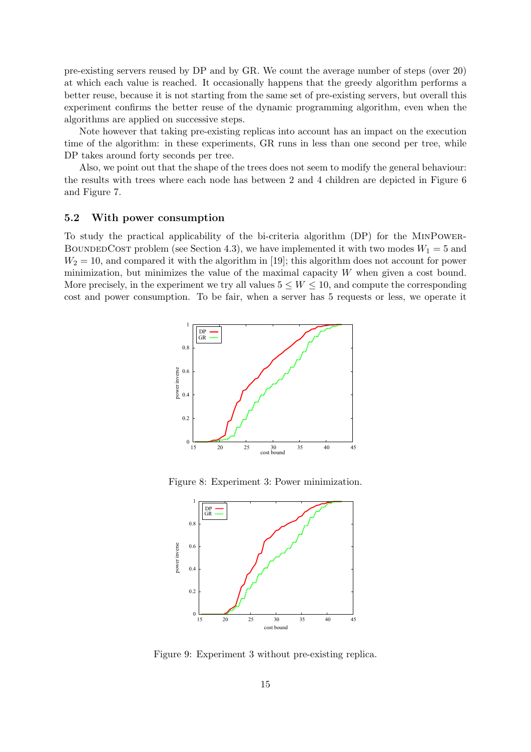pre-existing servers reused by DP and by GR. We count the average number of steps (over 20) at which each value is reached. It occasionally happens that the greedy algorithm performs a better reuse, because it is not starting from the same set of pre-existing servers, but overall this experiment confirms the better reuse of the dynamic programming algorithm, even when the algorithms are applied on successive steps.

Note however that taking pre-existing replicas into account has an impact on the execution time of the algorithm: in these experiments, GR runs in less than one second per tree, while DP takes around forty seconds per tree.

Also, we point out that the shape of the trees does not seem to modify the general behaviour: the results with trees where each node has between 2 and 4 children are depicted in Figure 6 and Figure 7.

### 5.2 With power consumption

To study the practical applicability of the bi-criteria algorithm (DP) for the MinPower-BoundedCost problem (see Section 4.3), we have implemented it with two modes $W_1 = 5$ and $W_2 = 10$, and compared it with the algorithm in [19]; this algorithm does not account for power minimization, but minimizes the value of the maximal capacity $W$ when given a cost bound. More precisely, in the experiment we try all values $5 \leq W \leq 10$, and compute the corresponding cost and power consumption. To be fair, when a server has 5 requests or less, we operate it

Figure 8: Experiment 3: Power minimization.

Figure 9: Experiment 3 without pre-existing replica.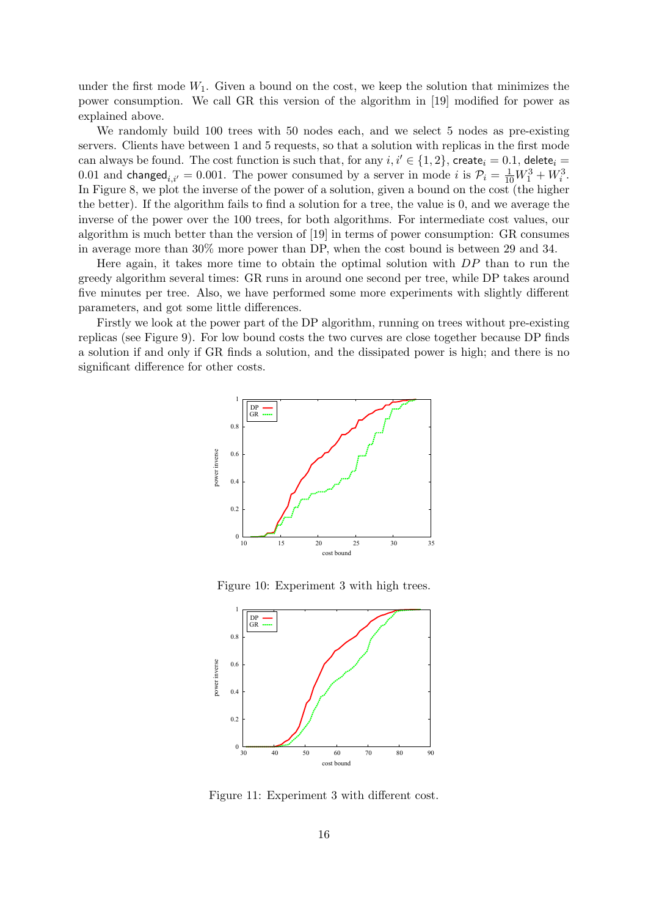under the first mode $W_1$. Given a bound on the cost, we keep the solution that minimizes the power consumption. We call GR this version of the algorithm in [19] modified for power as explained above.

We randomly build 100 trees with 50 nodes each, and we select 5 nodes as pre-existing servers. Clients have between 1 and 5 requests, so that a solution with replicas in the first mode can always be found. The cost function is such that, for any $i, i' \in \{1, 2\}$, $\mathsf{create}_i = 0.1$, $\mathsf{delete}_i = 0.01$ and $\mathsf{changed}_{i,i'} = 0.001$. The power consumed by a server in mode $i$ is $\mathcal{P}_i = \frac{1}{10}W_1^3 + W_i^3$. In Figure 8, we plot the inverse of the power of a solution, given a bound on the cost (the higher the better). If the algorithm fails to find a solution for a tree, the value is 0, and we average the inverse of the power over the 100 trees, for both algorithms. For intermediate cost values, our algorithm is much better than the version of [19] in terms of power consumption: GR consumes in average more than 30% more power than DP, when the cost bound is between 29 and 34.

Here again, it takes more time to obtain the optimal solution with *DP* than to run the greedy algorithm several times: GR runs in around one second per tree, while DP takes around five minutes per tree. Also, we have performed some more experiments with slightly different parameters, and got some little differences.

Firstly we look at the power part of the DP algorithm, running on trees without pre-existing replicas (see Figure 9). For low bound costs the two curves are close together because DP finds a solution if and only if GR finds a solution, and the dissipated power is high; and there is no significant difference for other costs.

Figure 10: Experiment 3 with high trees.

Figure 11: Experiment 3 with different cost.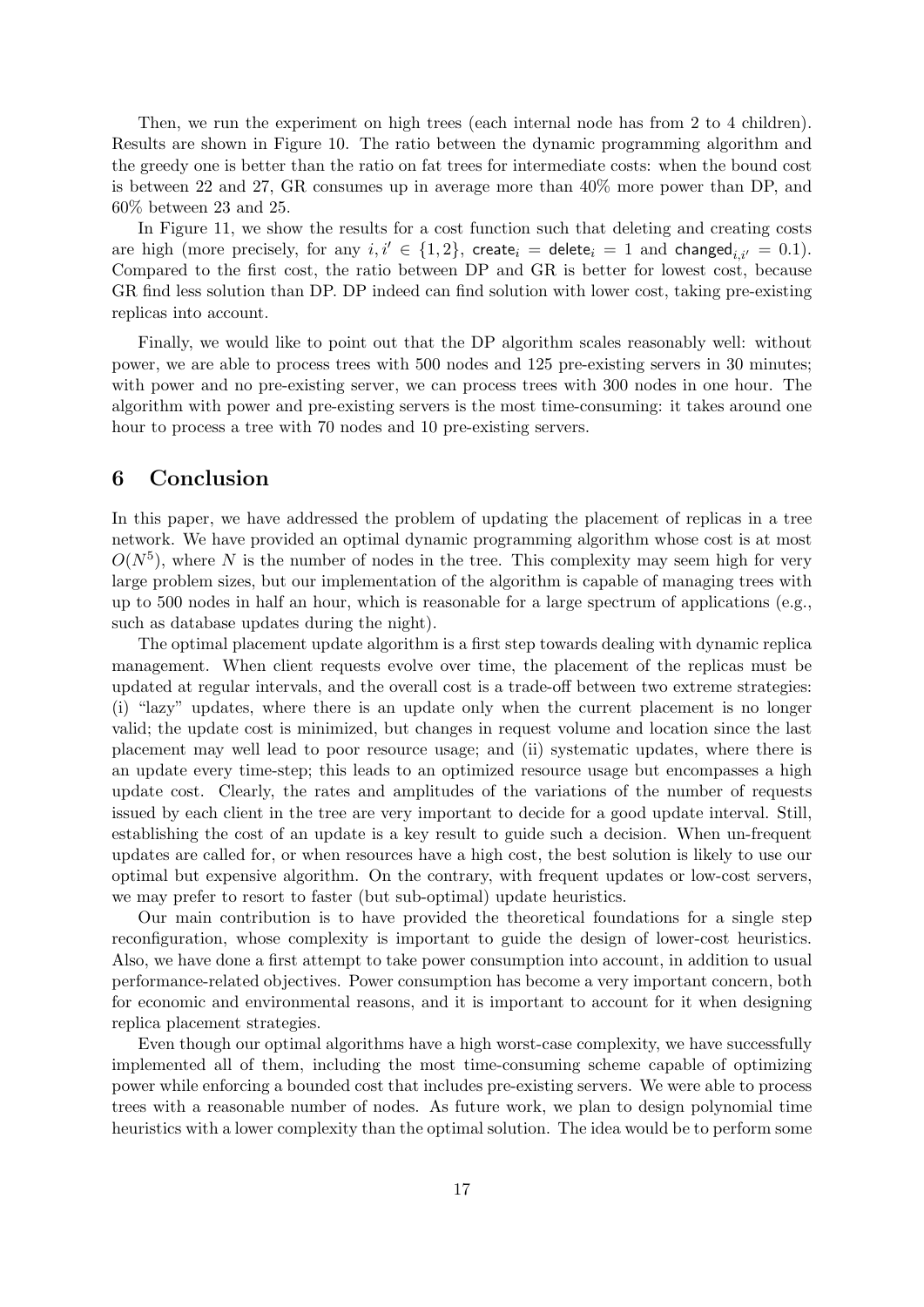Then, we run the experiment on high trees (each internal node has from 2 to 4 children). Results are shown in Figure 10. The ratio between the dynamic programming algorithm and the greedy one is better than the ratio on fat trees for intermediate costs: when the bound cost is between 22 and 27, GR consumes up in average more than 40% more power than DP, and 60% between 23 and 25.

In Figure 11, we show the results for a cost function such that deleting and creating costs are high (more precisely, for any $i, i' \in \{1, 2\}$, $\mathsf{create}_i = \mathsf{delete}_i = 1$ and $\mathsf{changed}_{i,i'} = 0.1$). Compared to the first cost, the ratio between DP and GR is better for lowest cost, because GR find less solution than DP. DP indeed can find solution with lower cost, taking pre-existing replicas into account.

Finally, we would like to point out that the DP algorithm scales reasonably well: without power, we are able to process trees with 500 nodes and 125 pre-existing servers in 30 minutes; with power and no pre-existing server, we can process trees with 300 nodes in one hour. The algorithm with power and pre-existing servers is the most time-consuming: it takes around one hour to process a tree with 70 nodes and 10 pre-existing servers.

## 6 Conclusion

In this paper, we have addressed the problem of updating the placement of replicas in a tree network. We have provided an optimal dynamic programming algorithm whose cost is at most $O(N^5)$, where $N$ is the number of nodes in the tree. This complexity may seem high for very large problem sizes, but our implementation of the algorithm is capable of managing trees with up to 500 nodes in half an hour, which is reasonable for a large spectrum of applications (e.g., such as database updates during the night).

The optimal placement update algorithm is a first step towards dealing with dynamic replica management. When client requests evolve over time, the placement of the replicas must be updated at regular intervals, and the overall cost is a trade-off between two extreme strategies: (i) "lazy" updates, where there is an update only when the current placement is no longer valid; the update cost is minimized, but changes in request volume and location since the last placement may well lead to poor resource usage; and (ii) systematic updates, where there is an update every time-step; this leads to an optimized resource usage but encompasses a high update cost. Clearly, the rates and amplitudes of the variations of the number of requests issued by each client in the tree are very important to decide for a good update interval. Still, establishing the cost of an update is a key result to guide such a decision. When un-frequent updates are called for, or when resources have a high cost, the best solution is likely to use our optimal but expensive algorithm. On the contrary, with frequent updates or low-cost servers, we may prefer to resort to faster (but sub-optimal) update heuristics.

Our main contribution is to have provided the theoretical foundations for a single step reconfiguration, whose complexity is important to guide the design of lower-cost heuristics. Also, we have done a first attempt to take power consumption into account, in addition to usual performance-related objectives. Power consumption has become a very important concern, both for economic and environmental reasons, and it is important to account for it when designing replica placement strategies.

Even though our optimal algorithms have a high worst-case complexity, we have successfully implemented all of them, including the most time-consuming scheme capable of optimizing power while enforcing a bounded cost that includes pre-existing servers. We were able to process trees with a reasonable number of nodes. As future work, we plan to design polynomial time heuristics with a lower complexity than the optimal solution. The idea would be to perform some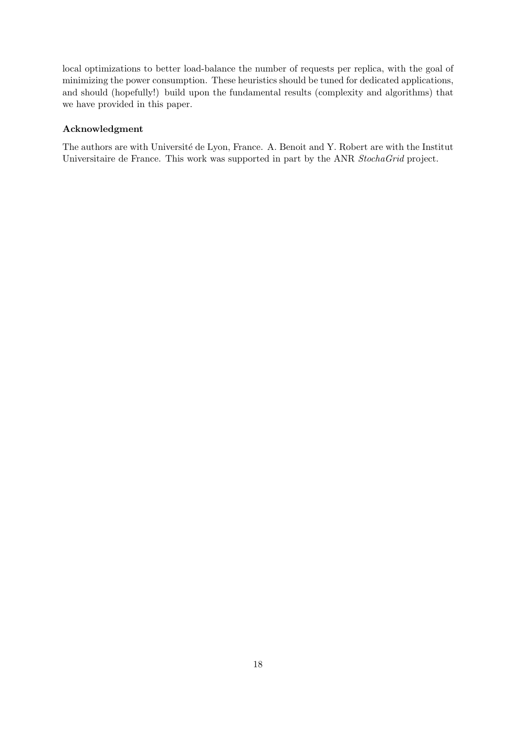local optimizations to better load-balance the number of requests per replica, with the goal of minimizing the power consumption. These heuristics should be tuned for dedicated applications, and should (hopefully!) build upon the fundamental results (complexity and algorithms) that we have provided in this paper.

### Acknowledgment

The authors are with Université de Lyon, France. A. Benoit and Y. Robert are with the Institut Universitaire de France. This work was supported in part by the ANR *StochaGrid* project.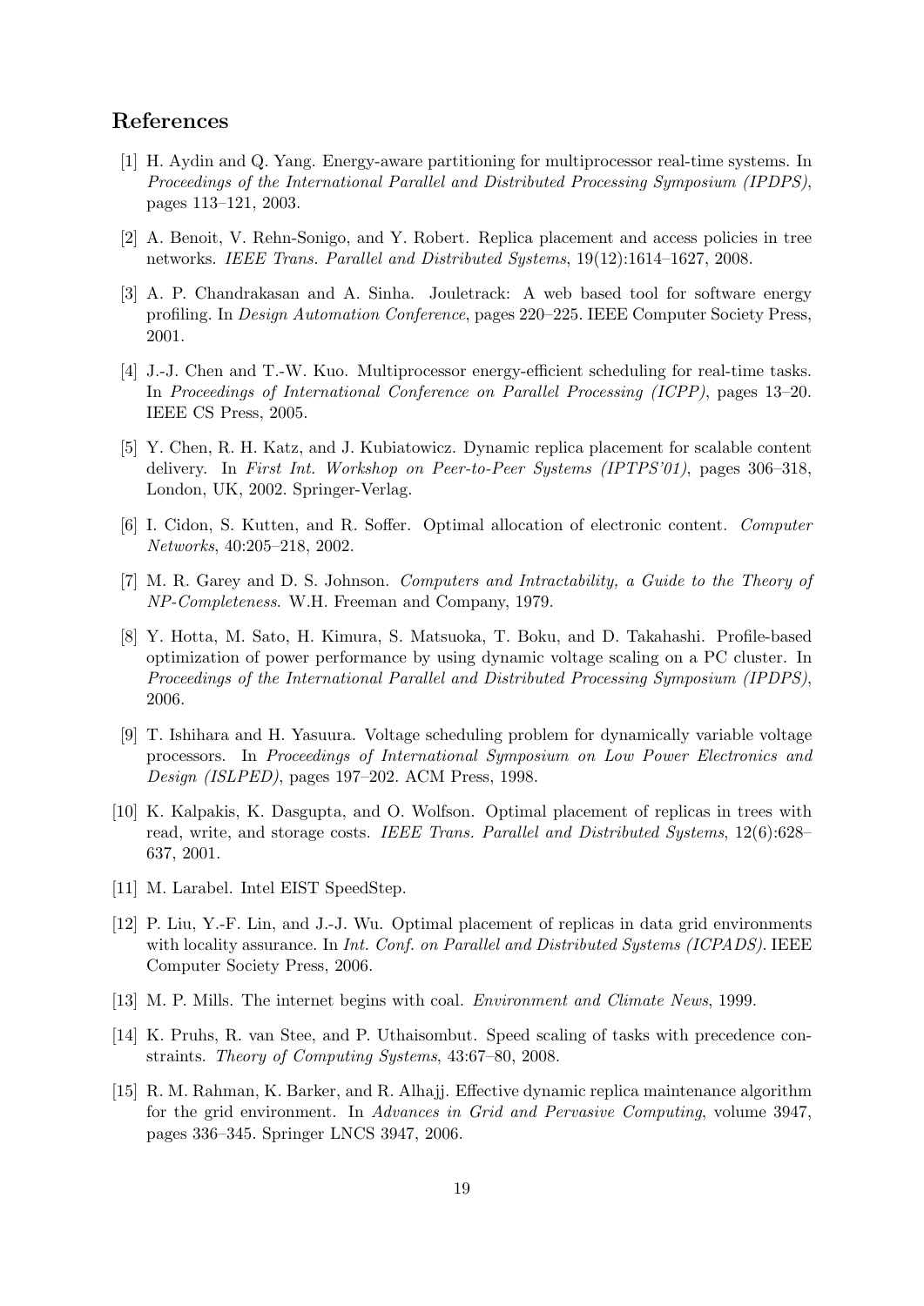## References

[1] H. Aydin and Q. Yang. Energy-aware partitioning for multiprocessor real-time systems. In *Proceedings of the International Parallel and Distributed Processing Symposium (IPDPS)*, pages 113–121, 2003.

[2] A. Benoit, V. Rehn-Sonigo, and Y. Robert. Replica placement and access policies in tree networks. *IEEE Trans. Parallel and Distributed Systems*, 19(12):1614–1627, 2008.

[3] A. P. Chandrakasan and A. Sinha. Jouletrack: A web based tool for software energy profiling. In *Design Automation Conference*, pages 220–225. IEEE Computer Society Press, 2001.

[4] J.-J. Chen and T.-W. Kuo. Multiprocessor energy-efficient scheduling for real-time tasks. In *Proceedings of International Conference on Parallel Processing (ICPP)*, pages 13–20. IEEE CS Press, 2005.

[5] Y. Chen, R. H. Katz, and J. Kubiatowicz. Dynamic replica placement for scalable content delivery. In *First Int. Workshop on Peer-to-Peer Systems (IPTPS'01)*, pages 306–318, London, UK, 2002. Springer-Verlag.

[6] I. Cidon, S. Kutten, and R. Soffer. Optimal allocation of electronic content. *Computer Networks*, 40:205–218, 2002.

[7] M. R. Garey and D. S. Johnson. *Computers and Intractability, a Guide to the Theory of NP-Completeness*. W.H. Freeman and Company, 1979.

[8] Y. Hotta, M. Sato, H. Kimura, S. Matsuoka, T. Boku, and D. Takahashi. Profile-based optimization of power performance by using dynamic voltage scaling on a PC cluster. In *Proceedings of the International Parallel and Distributed Processing Symposium (IPDPS)*, 2006.

[9] T. Ishihara and H. Yasuura. Voltage scheduling problem for dynamically variable voltage processors. In *Proceedings of International Symposium on Low Power Electronics and Design (ISLPED)*, pages 197–202. ACM Press, 1998.

[10] K. Kalpakis, K. Dasgupta, and O. Wolfson. Optimal placement of replicas in trees with read, write, and storage costs. *IEEE Trans. Parallel and Distributed Systems*, 12(6):628–637, 2001.

[11] M. Larabel. Intel EIST SpeedStep.

[12] P. Liu, Y.-F. Lin, and J.-J. Wu. Optimal placement of replicas in data grid environments with locality assurance. In *Int. Conf. on Parallel and Distributed Systems (ICPADS)*. IEEE Computer Society Press, 2006.

[13] M. P. Mills. The internet begins with coal. *Environment and Climate News*, 1999.

[14] K. Pruhs, R. van Stee, and P. Uthaisombut. Speed scaling of tasks with precedence constraints. *Theory of Computing Systems*, 43:67–80, 2008.

[15] R. M. Rahman, K. Barker, and R. Alhajj. Effective dynamic replica maintenance algorithm for the grid environment. In *Advances in Grid and Pervasive Computing*, volume 3947, pages 336–345. Springer LNCS 3947, 2006.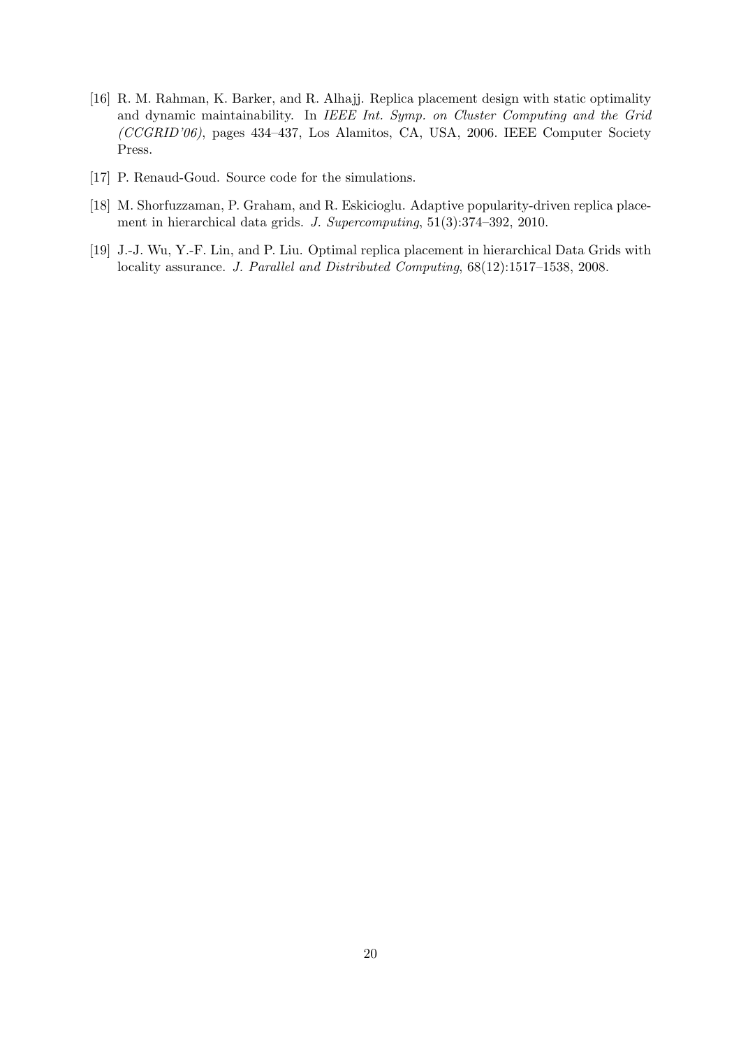[16] R. M. Rahman, K. Barker, and R. Alhajj. Replica placement design with static optimality and dynamic maintainability. In *IEEE Int. Symp. on Cluster Computing and the Grid (CCGRID'06)*, pages 434–437, Los Alamitos, CA, USA, 2006. IEEE Computer Society Press.

[17] P. Renaud-Goud. Source code for the simulations.

[18] M. Shorfuzzaman, P. Graham, and R. Eskicioglu. Adaptive popularity-driven replica placement in hierarchical data grids. *J. Supercomputing*, 51(3):374–392, 2010.

[19] J.-J. Wu, Y.-F. Lin, and P. Liu. Optimal replica placement in hierarchical Data Grids with locality assurance. *J. Parallel and Distributed Computing*, 68(12):1517–1538, 2008.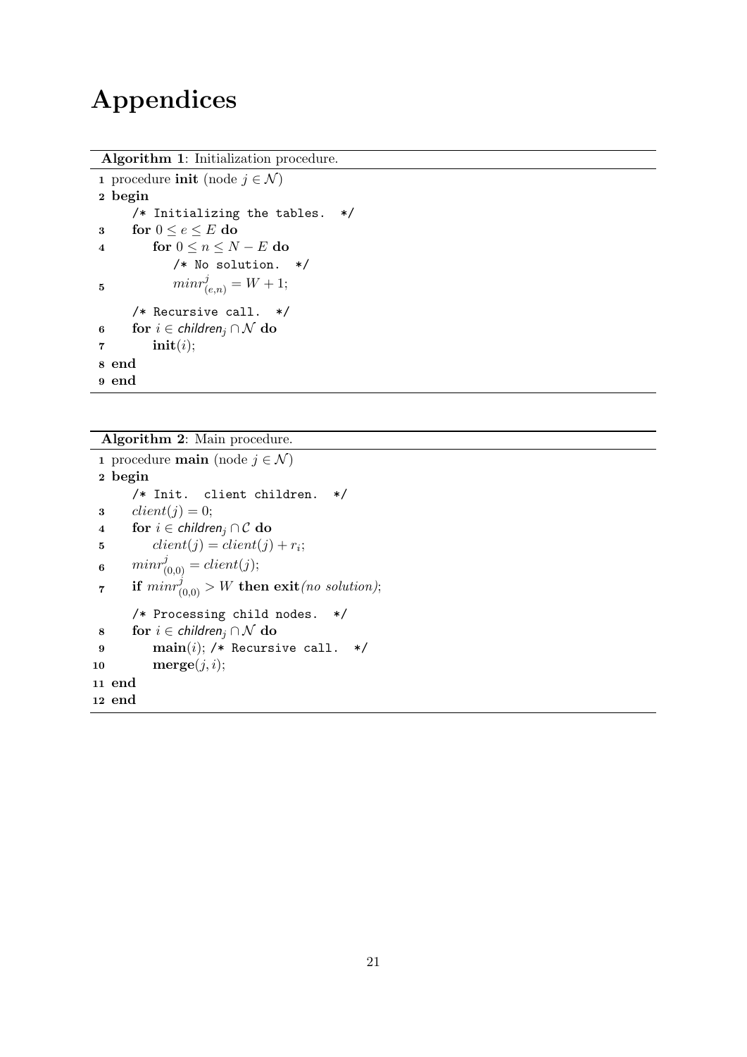# Appendices

**Algorithm 1**: Initialization procedure.

```
1  procedure init (node j ∈ 𝒩)
2  begin
       /* Initializing the tables. */
3      for 0 ≤ e ≤ E do
4          for 0 ≤ n ≤ N − E do
               /* No solution. */
5              minr^j_(e,n) = W + 1;
       /* Recursive call. */
6      for i ∈ children_j ∩ 𝒩 do
7          init(i);
8  end
9  end
```

**Algorithm 2**: Main procedure.

```
1  procedure main (node j ∈ 𝒩)
2  begin
       /* Init. client children. */
3      client(j) = 0;
4      for i ∈ children_j ∩ 𝒞 do
5          client(j) = client(j) + r_i;
6      minr^j_(0,0) = client(j);
7      if minr^j_(0,0) > W then exit(no solution);
       /* Processing child nodes. */
8      for i ∈ children_j ∩ 𝒩 do
9          main(i); /* Recursive call. */
10         merge(j, i);
11 end
12 end
```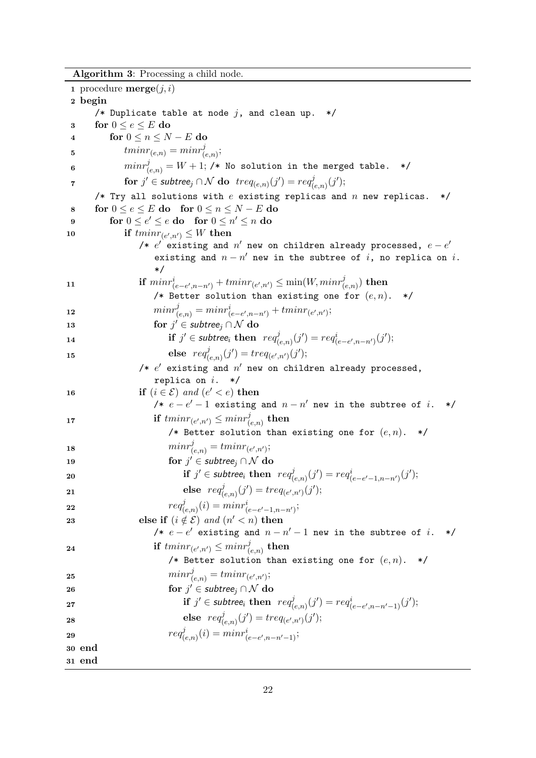**Algorithm 3**: Processing a child node.

```
1  procedure merge(j, i)
2  begin
       /* Duplicate table at node j, and clean up.  */
3      for 0 ≤ e ≤ E do
4          for 0 ≤ n ≤ N − E do
5              tminr_(e,n) = minr^j_(e,n);
6              minr^j_(e,n) = W + 1; /* No solution in the merged table.  */
7              for j' ∈ subtree_j ∩ N do  treq_(e,n)(j') = req^j_(e,n)(j');
       /* Try all solutions with e existing replicas and n new replicas.  */
8      for 0 ≤ e ≤ E do   for 0 ≤ n ≤ N − E do
9          for 0 ≤ e' ≤ e do   for 0 ≤ n' ≤ n do
10             if tminr_(e',n') ≤ W then
                   /* e' existing and n' new on children already processed, e − e'
                      existing and n − n' new in the subtree of i, no replica on i.
                      */
11                 if minr^i_(e−e',n−n') + tminr_(e',n') ≤ min(W, minr^j_(e,n)) then
                       /* Better solution than existing one for (e, n).  */
12                     minr^j_(e,n) = minr^i_(e−e',n−n') + tminr_(e',n');
13                     for j' ∈ subtree_j ∩ N do
14                         if j' ∈ subtree_i then  req^j_(e,n)(j') = req^i_(e−e',n−n')(j');
15                         else  req^j_(e,n)(j') = treq_(e',n')(j');
                   /* e' existing and n' new on children already processed,
                      replica on i.  */
16                 if (i ∈ E) and (e' < e) then
                       /* e − e' − 1 existing and n − n' new in the subtree of i.  */
17                     if tminr_(e',n') ≤ minr^j_(e,n) then
                           /* Better solution than existing one for (e, n).  */
18                         minr^j_(e,n) = tminr_(e',n');
19                         for j' ∈ subtree_j ∩ N do
20                             if j' ∈ subtree_i then  req^j_(e,n)(j') = req^i_(e−e'−1,n−n')(j');
21                             else  req^j_(e,n)(j') = treq_(e',n')(j');
22                         req^j_(e,n)(i) = minr^i_(e−e'−1,n−n');
23                 else if (i ∉ E) and (n' < n) then
                       /* e − e' existing and n − n' − 1 new in the subtree of i.  */
24                     if tminr_(e',n') ≤ minr^j_(e,n) then
                           /* Better solution than existing one for (e, n).  */
25                         minr^j_(e,n) = tminr_(e',n');
26                         for j' ∈ subtree_j ∩ N do
27                             if j' ∈ subtree_i then  req^j_(e,n)(j') = req^i_(e−e',n−n'−1)(j');
28                             else  req^j_(e,n)(j') = treq_(e',n')(j');
29                         req^j_(e,n)(i) = minr^i_(e−e',n−n'−1);
30 end
31 end
```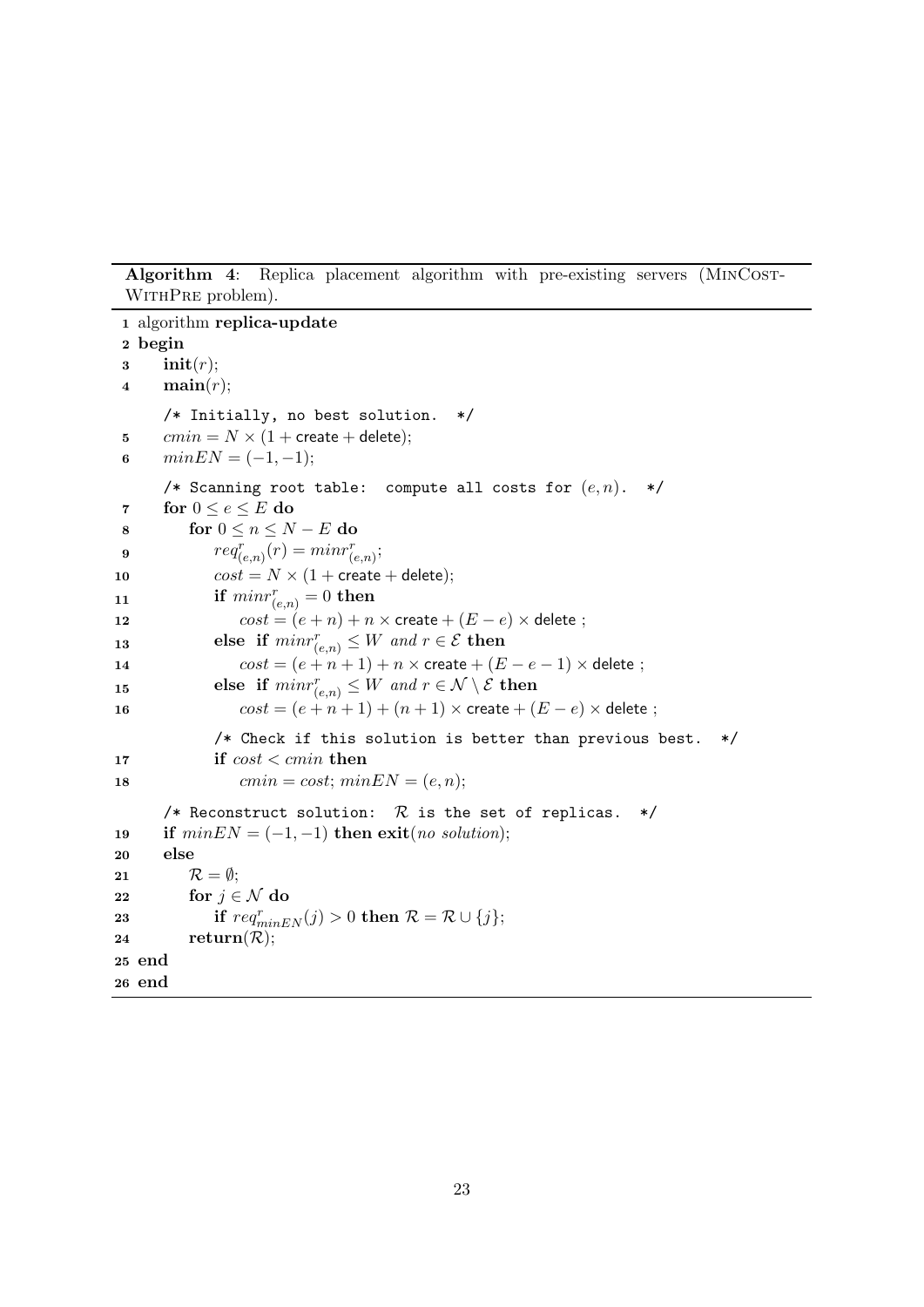**Algorithm 4**: Replica placement algorithm with pre-existing servers (MinCost-WithPre problem).

```
1  algorithm replica-update
2  begin
3      init(r);
4      main(r);
       /* Initially, no best solution. */
5      cmin = N × (1 + create + delete);
6      minEN = (−1, −1);
       /* Scanning root table: compute all costs for (e, n). */
7      for 0 ≤ e ≤ E do
8          for 0 ≤ n ≤ N − E do
9              req^r_(e,n)(r) = minr^r_(e,n);
10             cost = N × (1 + create + delete);
11             if minr^r_(e,n) = 0 then
12                 cost = (e + n) + n × create + (E − e) × delete ;
13             else if minr^r_(e,n) ≤ W and r ∈ ℰ then
14                 cost = (e + n + 1) + n × create + (E − e − 1) × delete ;
15             else if minr^r_(e,n) ≤ W and r ∈ 𝒩 \ ℰ then
16                 cost = (e + n + 1) + (n + 1) × create + (E − e) × delete ;
               /* Check if this solution is better than previous best. */
17             if cost < cmin then
18                 cmin = cost; minEN = (e, n);
       /* Reconstruct solution: ℛ is the set of replicas. */
19     if minEN = (−1, −1) then exit(no solution);
20     else
21         ℛ = ∅;
22         for j ∈ 𝒩 do
23             if req^r_minEN(j) > 0 then ℛ = ℛ ∪ {j};
24         return(ℛ);
25 end
26 end
```